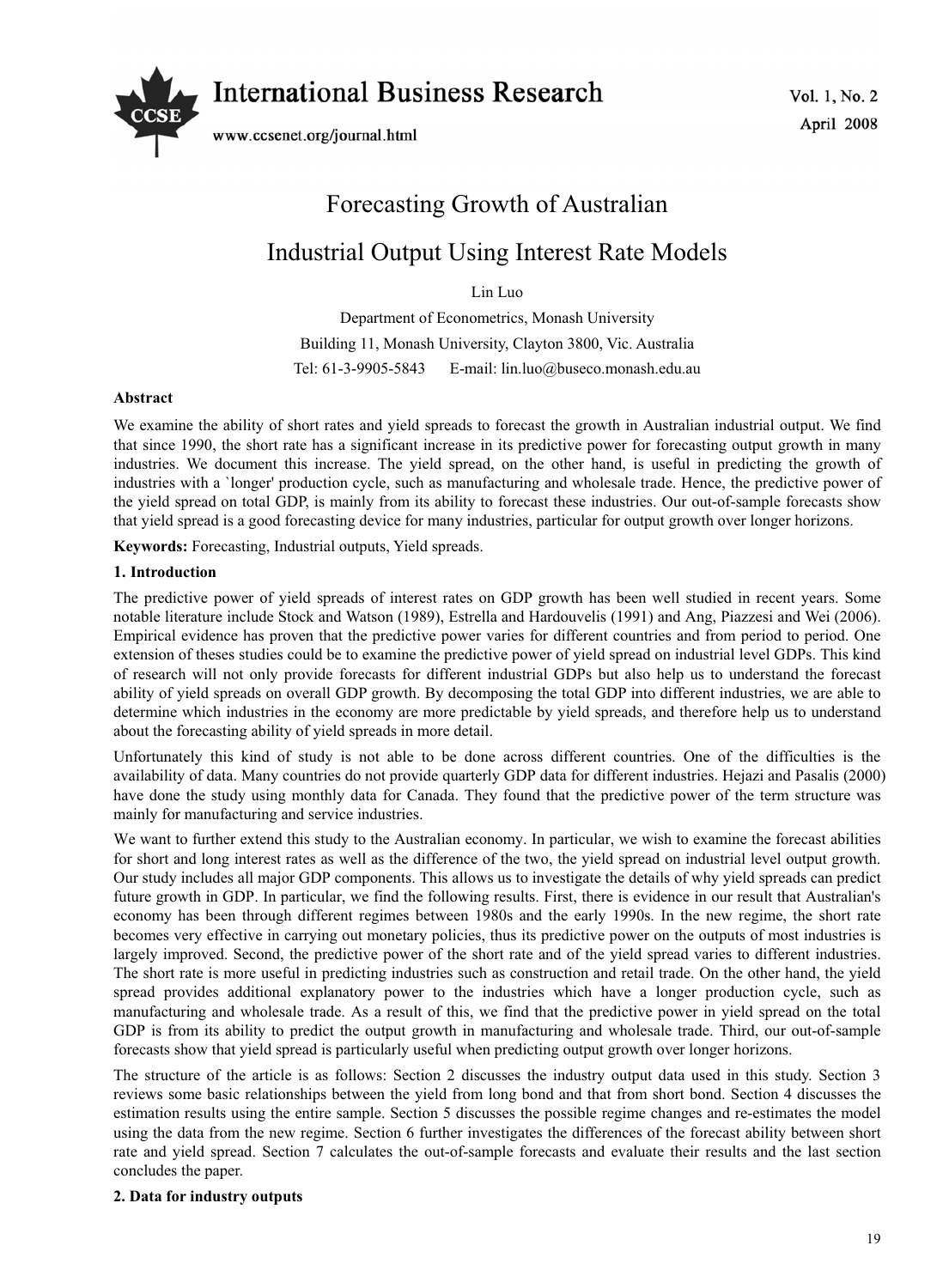# Forecasting Growth of Australian Industrial Output Using Interest Rate Models

Lin Luo

Department of Econometrics, Monash University

Building 11, Monash University, Clayton 3800, Vic. Australia

Tel: 61-3-9905-5843  E-mail: lin.luo@buseco.monash.edu.au

**Abstract**

We examine the ability of short rates and yield spreads to forecast the growth in Australian industrial output. We find that since 1990, the short rate has a significant increase in its predictive power for forecasting output growth in many industries. We document this increase. The yield spread, on the other hand, is useful in predicting the growth of industries with a `longer' production cycle, such as manufacturing and wholesale trade. Hence, the predictive power of the yield spread on total GDP, is mainly from its ability to forecast these industries. Our out-of-sample forecasts show that yield spread is a good forecasting device for many industries, particular for output growth over longer horizons.

**Keywords:** Forecasting, Industrial outputs, Yield spreads.

## 1. Introduction

The predictive power of yield spreads of interest rates on GDP growth has been well studied in recent years. Some notable literature include Stock and Watson (1989), Estrella and Hardouvelis (1991) and Ang, Piazzesi and Wei (2006). Empirical evidence has proven that the predictive power varies for different countries and from period to period. One extension of theses studies could be to examine the predictive power of yield spread on industrial level GDPs. This kind of research will not only provide forecasts for different industrial GDPs but also help us to understand the forecast ability of yield spreads on overall GDP growth. By decomposing the total GDP into different industries, we are able to determine which industries in the economy are more predictable by yield spreads, and therefore help us to understand about the forecasting ability of yield spreads in more detail.

Unfortunately this kind of study is not able to be done across different countries. One of the difficulties is the availability of data. Many countries do not provide quarterly GDP data for different industries. Hejazi and Pasalis (2000) have done the study using monthly data for Canada. They found that the predictive power of the term structure was mainly for manufacturing and service industries.

We want to further extend this study to the Australian economy. In particular, we wish to examine the forecast abilities for short and long interest rates as well as the difference of the two, the yield spread on industrial level output growth. Our study includes all major GDP components. This allows us to investigate the details of why yield spreads can predict future growth in GDP. In particular, we find the following results. First, there is evidence in our result that Australian's economy has been through different regimes between 1980s and the early 1990s. In the new regime, the short rate becomes very effective in carrying out monetary policies, thus its predictive power on the outputs of most industries is largely improved. Second, the predictive power of the short rate and of the yield spread varies to different industries. The short rate is more useful in predicting industries such as construction and retail trade. On the other hand, the yield spread provides additional explanatory power to the industries which have a longer production cycle, such as manufacturing and wholesale trade. As a result of this, we find that the predictive power in yield spread on the total GDP is from its ability to predict the output growth in manufacturing and wholesale trade. Third, our out-of-sample forecasts show that yield spread is particularly useful when predicting output growth over longer horizons.

The structure of the article is as follows: Section 2 discusses the industry output data used in this study. Section 3 reviews some basic relationships between the yield from long bond and that from short bond. Section 4 discusses the estimation results using the entire sample. Section 5 discusses the possible regime changes and re-estimates the model using the data from the new regime. Section 6 further investigates the differences of the forecast ability between short rate and yield spread. Section 7 calculates the out-of-sample forecasts and evaluate their results and the last section concludes the paper.

## 2. Data for industry outputs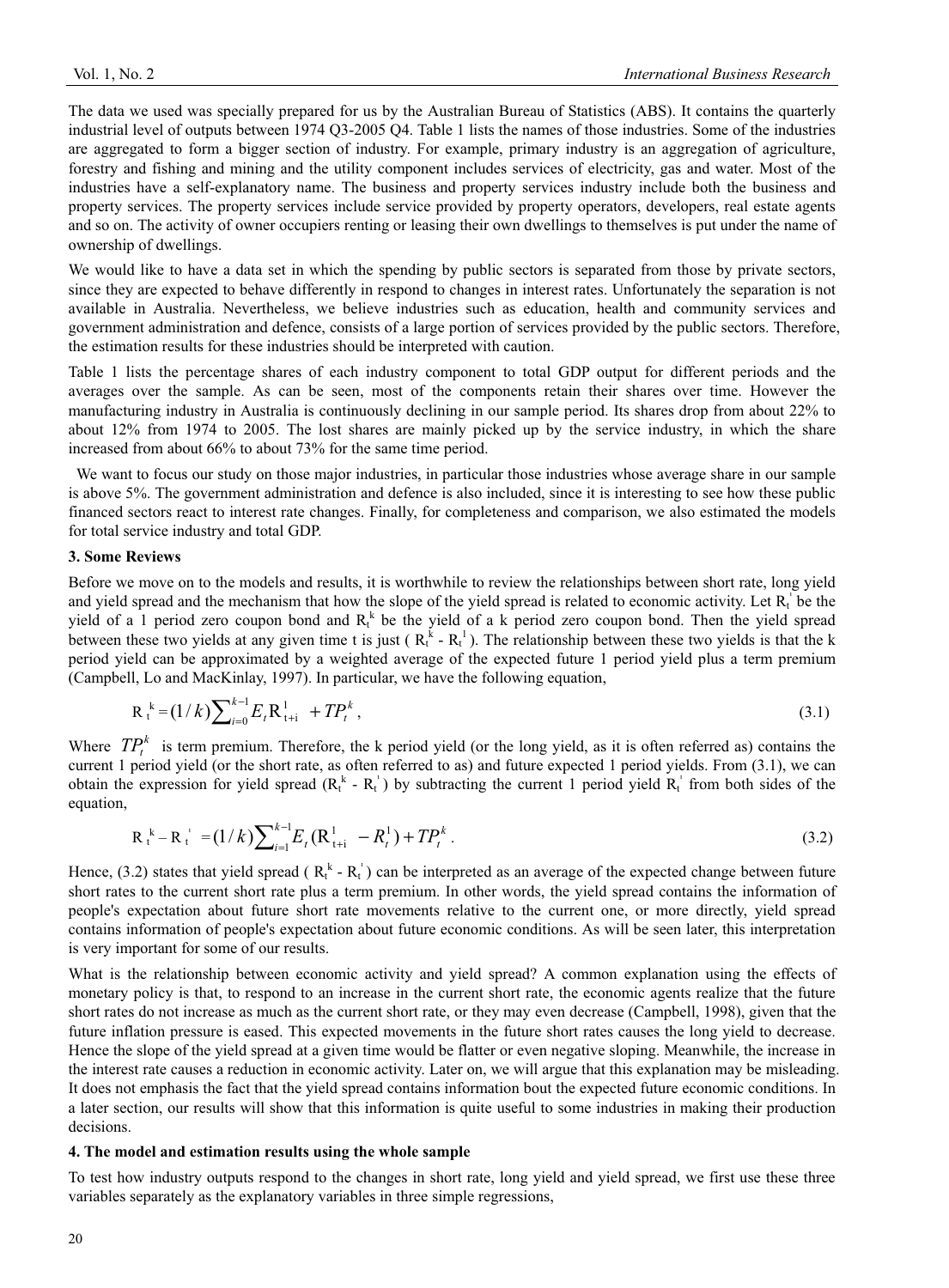The data we used was specially prepared for us by the Australian Bureau of Statistics (ABS). It contains the quarterly industrial level of outputs between 1974 Q3-2005 Q4. Table 1 lists the names of those industries. Some of the industries are aggregated to form a bigger section of industry. For example, primary industry is an aggregation of agriculture, forestry and fishing and mining and the utility component includes services of electricity, gas and water. Most of the industries have a self-explanatory name. The business and property services industry include both the business and property services. The property services include service provided by property operators, developers, real estate agents and so on. The activity of owner occupiers renting or leasing their own dwellings to themselves is put under the name of ownership of dwellings.

We would like to have a data set in which the spending by public sectors is separated from those by private sectors, since they are expected to behave differently in respond to changes in interest rates. Unfortunately the separation is not available in Australia. Nevertheless, we believe industries such as education, health and community services and government administration and defence, consists of a large portion of services provided by the public sectors. Therefore, the estimation results for these industries should be interpreted with caution.

Table 1 lists the percentage shares of each industry component to total GDP output for different periods and the averages over the sample. As can be seen, most of the components retain their shares over time. However the manufacturing industry in Australia is continuously declining in our sample period. Its shares drop from about 22% to about 12% from 1974 to 2005. The lost shares are mainly picked up by the service industry, in which the share increased from about 66% to about 73% for the same time period.

We want to focus our study on those major industries, in particular those industries whose average share in our sample is above 5%. The government administration and defence is also included, since it is interesting to see how these public financed sectors react to interest rate changes. Finally, for completeness and comparison, we also estimated the models for total service industry and total GDP.

**3. Some Reviews**

Before we move on to the models and results, it is worthwhile to review the relationships between short rate, long yield and yield spread and the mechanism that how the slope of the yield spread is related to economic activity. Let $R_t^1$ be the yield of a 1 period zero coupon bond and $R_t^k$ be the yield of a k period zero coupon bond. Then the yield spread between these two yields at any given time t is just ( $R_t^k$ - $R_t^1$ ). The relationship between these two yields is that the k period yield can be approximated by a weighted average of the expected future 1 period yield plus a term premium (Campbell, Lo and MacKinlay, 1997). In particular, we have the following equation,

$$R_t^k = (1/k)\sum_{i=0}^{k-1} E_t R_{t+i}^1 + TP_t^k , \tag{3.1}$$

Where $TP_t^k$ is term premium. Therefore, the k period yield (or the long yield, as it is often referred as) contains the current 1 period yield (or the short rate, as often referred to as) and future expected 1 period yields. From (3.1), we can obtain the expression for yield spread ($R_t^k$ - $R_t^1$) by subtracting the current 1 period yield $R_t^1$ from both sides of the equation,

$$R_t^k - R_t^1 = (1/k)\sum_{i=1}^{k-1} E_t (R_{t+i}^1 - R_t^1) + TP_t^k . \tag{3.2}$$

Hence, (3.2) states that yield spread ( $R_t^k$ - $R_t^1$) can be interpreted as an average of the expected change between future short rates to the current short rate plus a term premium. In other words, the yield spread contains the information of people's expectation about future short rate movements relative to the current one, or more directly, yield spread contains information of people's expectation about future economic conditions. As will be seen later, this interpretation is very important for some of our results.

What is the relationship between economic activity and yield spread? A common explanation using the effects of monetary policy is that, to respond to an increase in the current short rate, the economic agents realize that the future short rates do not increase as much as the current short rate, or they may even decrease (Campbell, 1998), given that the future inflation pressure is eased. This expected movements in the future short rates causes the long yield to decrease. Hence the slope of the yield spread at a given time would be flatter or even negative sloping. Meanwhile, the increase in the interest rate causes a reduction in economic activity. Later on, we will argue that this explanation may be misleading. It does not emphasis the fact that the yield spread contains information bout the expected future economic conditions. In a later section, our results will show that this information is quite useful to some industries in making their production decisions.

**4. The model and estimation results using the whole sample**

To test how industry outputs respond to the changes in short rate, long yield and yield spread, we first use these three variables separately as the explanatory variables in three simple regressions,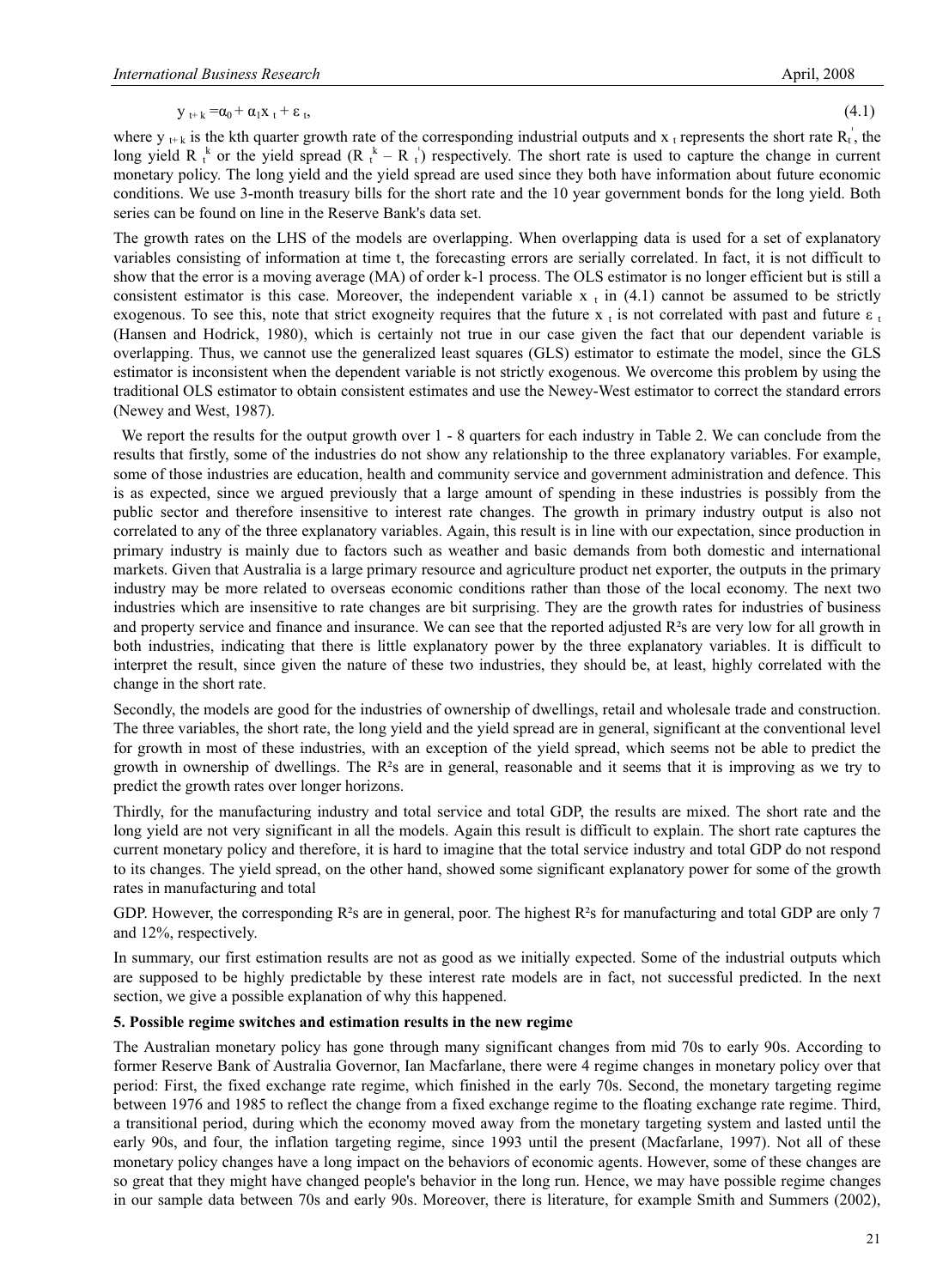$$y_{t+k} = \alpha_0 + \alpha_1 x_t + \varepsilon_t, \qquad (4.1)$$

where $y_{t+k}$ is the kth quarter growth rate of the corresponding industrial outputs and $x_t$ represents the short rate $R_t^{'}$, the long yield $R_t^k$ or the yield spread ($R_t^k - R_t^{'}$) respectively. The short rate is used to capture the change in current monetary policy. The long yield and the yield spread are used since they both have information about future economic conditions. We use 3-month treasury bills for the short rate and the 10 year government bonds for the long yield. Both series can be found on line in the Reserve Bank's data set.

The growth rates on the LHS of the models are overlapping. When overlapping data is used for a set of explanatory variables consisting of information at time t, the forecasting errors are serially correlated. In fact, it is not difficult to show that the error is a moving average (MA) of order k-1 process. The OLS estimator is no longer efficient but is still a consistent estimator is this case. Moreover, the independent variable $x_t$ in (4.1) cannot be assumed to be strictly exogenous. To see this, note that strict exogneity requires that the future $x_t$ is not correlated with past and future $\varepsilon_t$ (Hansen and Hodrick, 1980), which is certainly not true in our case given the fact that our dependent variable is overlapping. Thus, we cannot use the generalized least squares (GLS) estimator to estimate the model, since the GLS estimator is inconsistent when the dependent variable is not strictly exogenous. We overcome this problem by using the traditional OLS estimator to obtain consistent estimates and use the Newey-West estimator to correct the standard errors (Newey and West, 1987).

We report the results for the output growth over 1 - 8 quarters for each industry in Table 2. We can conclude from the results that firstly, some of the industries do not show any relationship to the three explanatory variables. For example, some of those industries are education, health and community service and government administration and defence. This is as expected, since we argued previously that a large amount of spending in these industries is possibly from the public sector and therefore insensitive to interest rate changes. The growth in primary industry output is also not correlated to any of the three explanatory variables. Again, this result is in line with our expectation, since production in primary industry is mainly due to factors such as weather and basic demands from both domestic and international markets. Given that Australia is a large primary resource and agriculture product net exporter, the outputs in the primary industry may be more related to overseas economic conditions rather than those of the local economy. The next two industries which are insensitive to rate changes are bit surprising. They are the growth rates for industries of business and property service and finance and insurance. We can see that the reported adjusted $R^2$s are very low for all growth in both industries, indicating that there is little explanatory power by the three explanatory variables. It is difficult to interpret the result, since given the nature of these two industries, they should be, at least, highly correlated with the change in the short rate.

Secondly, the models are good for the industries of ownership of dwellings, retail and wholesale trade and construction. The three variables, the short rate, the long yield and the yield spread are in general, significant at the conventional level for growth in most of these industries, with an exception of the yield spread, which seems not be able to predict the growth in ownership of dwellings. The $R^2$s are in general, reasonable and it seems that it is improving as we try to predict the growth rates over longer horizons.

Thirdly, for the manufacturing industry and total service and total GDP, the results are mixed. The short rate and the long yield are not very significant in all the models. Again this result is difficult to explain. The short rate captures the current monetary policy and therefore, it is hard to imagine that the total service industry and total GDP do not respond to its changes. The yield spread, on the other hand, showed some significant explanatory power for some of the growth rates in manufacturing and total GDP. However, the corresponding $R^2$s are in general, poor. The highest $R^2$s for manufacturing and total GDP are only 7 and 12%, respectively.

In summary, our first estimation results are not as good as we initially expected. Some of the industrial outputs which are supposed to be highly predictable by these interest rate models are in fact, not successful predicted. In the next section, we give a possible explanation of why this happened.

## 5. Possible regime switches and estimation results in the new regime

The Australian monetary policy has gone through many significant changes from mid 70s to early 90s. According to former Reserve Bank of Australia Governor, Ian Macfarlane, there were 4 regime changes in monetary policy over that period: First, the fixed exchange rate regime, which finished in the early 70s. Second, the monetary targeting regime between 1976 and 1985 to reflect the change from a fixed exchange regime to the floating exchange rate regime. Third, a transitional period, during which the economy moved away from the monetary targeting system and lasted until the early 90s, and four, the inflation targeting regime, since 1993 until the present (Macfarlane, 1997). Not all of these monetary policy changes have a long impact on the behaviors of economic agents. However, some of these changes are so great that they might have changed people's behavior in the long run. Hence, we may have possible regime changes in our sample data between 70s and early 90s. Moreover, there is literature, for example Smith and Summers (2002),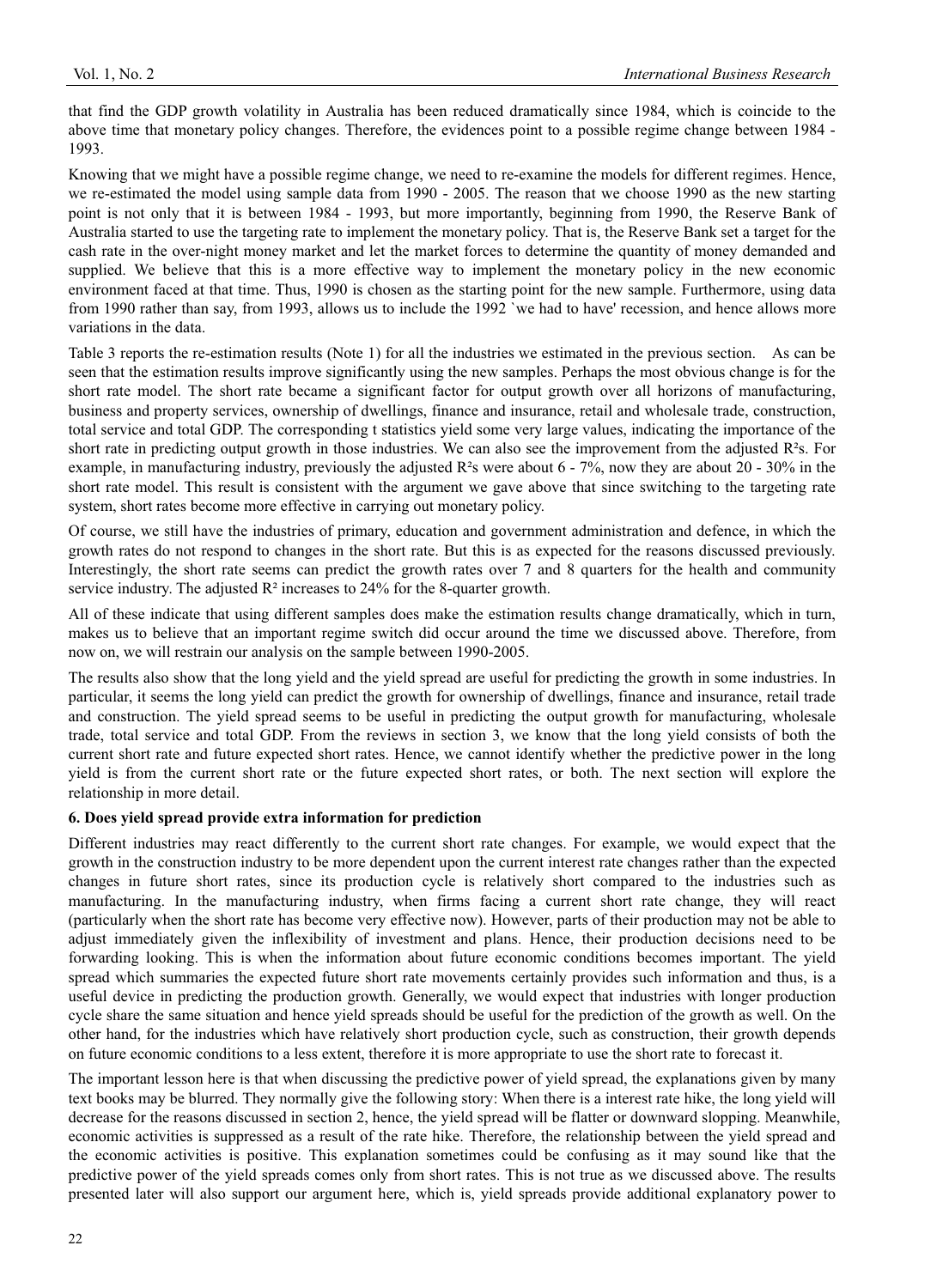that find the GDP growth volatility in Australia has been reduced dramatically since 1984, which is coincide to the above time that monetary policy changes. Therefore, the evidences point to a possible regime change between 1984 - 1993.

Knowing that we might have a possible regime change, we need to re-examine the models for different regimes. Hence, we re-estimated the model using sample data from 1990 - 2005. The reason that we choose 1990 as the new starting point is not only that it is between 1984 - 1993, but more importantly, beginning from 1990, the Reserve Bank of Australia started to use the targeting rate to implement the monetary policy. That is, the Reserve Bank set a target for the cash rate in the over-night money market and let the market forces to determine the quantity of money demanded and supplied. We believe that this is a more effective way to implement the monetary policy in the new economic environment faced at that time. Thus, 1990 is chosen as the starting point for the new sample. Furthermore, using data from 1990 rather than say, from 1993, allows us to include the 1992 `we had to have' recession, and hence allows more variations in the data.

Table 3 reports the re-estimation results (Note 1) for all the industries we estimated in the previous section. As can be seen that the estimation results improve significantly using the new samples. Perhaps the most obvious change is for the short rate model. The short rate became a significant factor for output growth over all horizons of manufacturing, business and property services, ownership of dwellings, finance and insurance, retail and wholesale trade, construction, total service and total GDP. The corresponding t statistics yield some very large values, indicating the importance of the short rate in predicting output growth in those industries. We can also see the improvement from the adjusted $R^2$s. For example, in manufacturing industry, previously the adjusted $R^2$s were about 6 - 7%, now they are about 20 - 30% in the short rate model. This result is consistent with the argument we gave above that since switching to the targeting rate system, short rates become more effective in carrying out monetary policy.

Of course, we still have the industries of primary, education and government administration and defence, in which the growth rates do not respond to changes in the short rate. But this is as expected for the reasons discussed previously. Interestingly, the short rate seems can predict the growth rates over 7 and 8 quarters for the health and community service industry. The adjusted $R^2$ increases to 24% for the 8-quarter growth.

All of these indicate that using different samples does make the estimation results change dramatically, which in turn, makes us to believe that an important regime switch did occur around the time we discussed above. Therefore, from now on, we will restrain our analysis on the sample between 1990-2005.

The results also show that the long yield and the yield spread are useful for predicting the growth in some industries. In particular, it seems the long yield can predict the growth for ownership of dwellings, finance and insurance, retail trade and construction. The yield spread seems to be useful in predicting the output growth for manufacturing, wholesale trade, total service and total GDP. From the reviews in section 3, we know that the long yield consists of both the current short rate and future expected short rates. Hence, we cannot identify whether the predictive power in the long yield is from the current short rate or the future expected short rates, or both. The next section will explore the relationship in more detail.

## 6. Does yield spread provide extra information for prediction

Different industries may react differently to the current short rate changes. For example, we would expect that the growth in the construction industry to be more dependent upon the current interest rate changes rather than the expected changes in future short rates, since its production cycle is relatively short compared to the industries such as manufacturing. In the manufacturing industry, when firms facing a current short rate change, they will react (particularly when the short rate has become very effective now). However, parts of their production may not be able to adjust immediately given the inflexibility of investment and plans. Hence, their production decisions need to be forwarding looking. This is when the information about future economic conditions becomes important. The yield spread which summaries the expected future short rate movements certainly provides such information and thus, is a useful device in predicting the production growth. Generally, we would expect that industries with longer production cycle share the same situation and hence yield spreads should be useful for the prediction of the growth as well. On the other hand, for the industries which have relatively short production cycle, such as construction, their growth depends on future economic conditions to a less extent, therefore it is more appropriate to use the short rate to forecast it.

The important lesson here is that when discussing the predictive power of yield spread, the explanations given by many text books may be blurred. They normally give the following story: When there is a interest rate hike, the long yield will decrease for the reasons discussed in section 2, hence, the yield spread will be flatter or downward sloping. Meanwhile, economic activities is suppressed as a result of the rate hike. Therefore, the relationship between the yield spread and the economic activities is positive. This explanation sometimes could be confusing as it may sound like that the predictive power of the yield spreads comes only from short rates. This is not true as we discussed above. The results presented later will also support our argument here, which is, yield spreads provide additional explanatory power to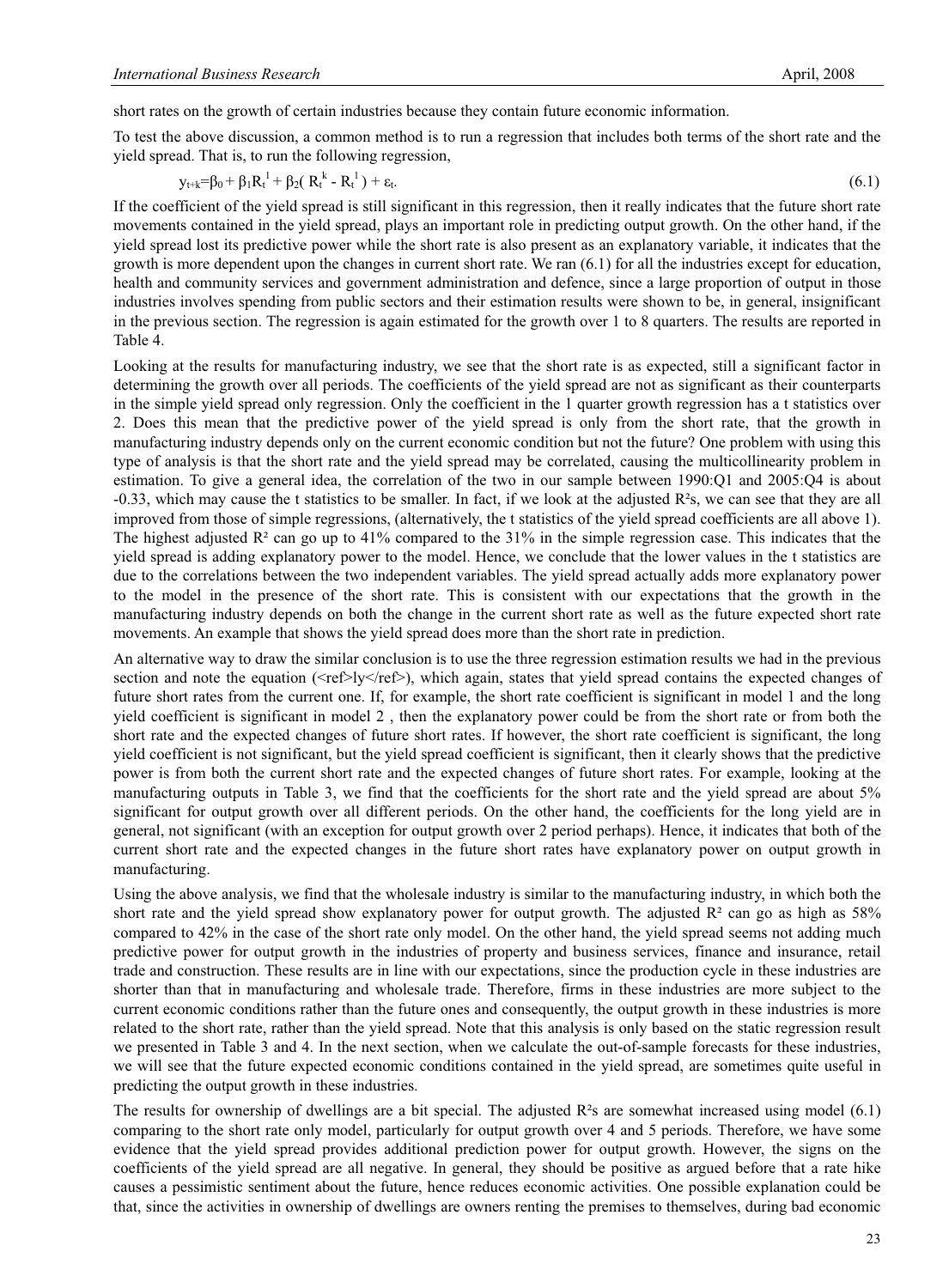short rates on the growth of certain industries because they contain future economic information.

To test the above discussion, a common method is to run a regression that includes both terms of the short rate and the yield spread. That is, to run the following regression,

$$y_{t+k}=\beta_0 + \beta_1 R_t^1 + \beta_2( R_t^k - R_t^1 ) + \varepsilon_t. \tag{6.1}$$

If the coefficient of the yield spread is still significant in this regression, then it really indicates that the future short rate movements contained in the yield spread, plays an important role in predicting output growth. On the other hand, if the yield spread lost its predictive power while the short rate is also present as an explanatory variable, it indicates that the growth is more dependent upon the changes in current short rate. We ran (6.1) for all the industries except for education, health and community services and government administration and defence, since a large proportion of output in those industries involves spending from public sectors and their estimation results were shown to be, in general, insignificant in the previous section. The regression is again estimated for the growth over 1 to 8 quarters. The results are reported in Table 4.

Looking at the results for manufacturing industry, we see that the short rate is as expected, still a significant factor in determining the growth over all periods. The coefficients of the yield spread are not as significant as their counterparts in the simple yield spread only regression. Only the coefficient in the 1 quarter growth regression has a t statistics over 2. Does this mean that the predictive power of the yield spread is only from the short rate, that the growth in manufacturing industry depends only on the current economic condition but not the future? One problem with using this type of analysis is that the short rate and the yield spread may be correlated, causing the multicollinearity problem in estimation. To give a general idea, the correlation of the two in our sample between 1990:Q1 and 2005:Q4 is about -0.33, which may cause the t statistics to be smaller. In fact, if we look at the adjusted $R^2$s, we can see that they are all improved from those of simple regressions, (alternatively, the t statistics of the yield spread coefficients are all above 1). The highest adjusted $R^2$ can go up to 41% compared to the 31% in the simple regression case. This indicates that the yield spread is adding explanatory power to the model. Hence, we conclude that the lower values in the t statistics are due to the correlations between the two independent variables. The yield spread actually adds more explanatory power to the model in the presence of the short rate. This is consistent with our expectations that the growth in the manufacturing industry depends on both the change in the current short rate as well as the future expected short rate movements. An example that shows the yield spread does more than the short rate in prediction.

An alternative way to draw the similar conclusion is to use the three regression estimation results we had in the previous section and note the equation (<ref>ly</ref>), which again, states that yield spread contains the expected changes of future short rates from the current one. If, for example, the short rate coefficient is significant in model 1 and the long yield coefficient is significant in model 2 , then the explanatory power could be from the short rate or from both the short rate and the expected changes of future short rates. If however, the short rate coefficient is significant, the long yield coefficient is not significant, but the yield spread coefficient is significant, then it clearly shows that the predictive power is from both the current short rate and the expected changes of future short rates. For example, looking at the manufacturing outputs in Table 3, we find that the coefficients for the short rate and the yield spread are about 5% significant for output growth over all different periods. On the other hand, the coefficients for the long yield are in general, not significant (with an exception for output growth over 2 period perhaps). Hence, it indicates that both of the current short rate and the expected changes in the future short rates have explanatory power on output growth in manufacturing.

Using the above analysis, we find that the wholesale industry is similar to the manufacturing industry, in which both the short rate and the yield spread show explanatory power for output growth. The adjusted $R^2$ can go as high as 58% compared to 42% in the case of the short rate only model. On the other hand, the yield spread seems not adding much predictive power for output growth in the industries of property and business services, finance and insurance, retail trade and construction. These results are in line with our expectations, since the production cycle in these industries are shorter than that in manufacturing and wholesale trade. Therefore, firms in these industries are more subject to the current economic conditions rather than the future ones and consequently, the output growth in these industries is more related to the short rate, rather than the yield spread. Note that this analysis is only based on the static regression result we presented in Table 3 and 4. In the next section, when we calculate the out-of-sample forecasts for these industries, we will see that the future expected economic conditions contained in the yield spread, are sometimes quite useful in predicting the output growth in these industries.

The results for ownership of dwellings are a bit special. The adjusted $R^2$s are somewhat increased using model (6.1) comparing to the short rate only model, particularly for output growth over 4 and 5 periods. Therefore, we have some evidence that the yield spread provides additional prediction power for output growth. However, the signs on the coefficients of the yield spread are all negative. In general, they should be positive as argued before that a rate hike causes a pessimistic sentiment about the future, hence reduces economic activities. One possible explanation could be that, since the activities in ownership of dwellings are owners renting the premises to themselves, during bad economic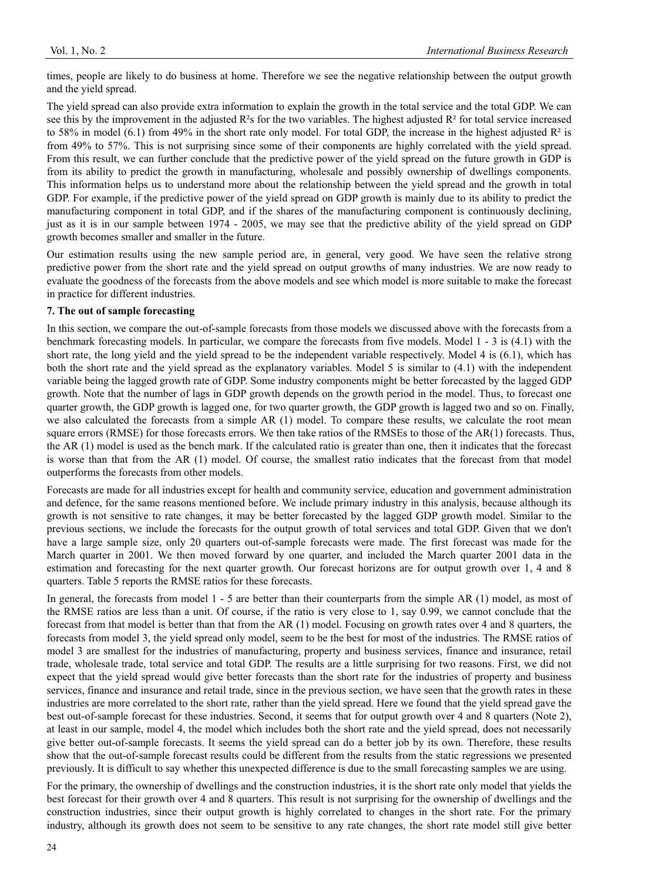times, people are likely to do business at home. Therefore we see the negative relationship between the output growth and the yield spread.

The yield spread can also provide extra information to explain the growth in the total service and the total GDP. We can see this by the improvement in the adjusted $R^2$s for the two variables. The highest adjusted $R^2$ for total service increased to 58% in model (6.1) from 49% in the short rate only model. For total GDP, the increase in the highest adjusted $R^2$ is from 49% to 57%. This is not surprising since some of their components are highly correlated with the yield spread. From this result, we can further conclude that the predictive power of the yield spread on the future growth in GDP is from its ability to predict the growth in manufacturing, wholesale and possibly ownership of dwellings components. This information helps us to understand more about the relationship between the yield spread and the growth in total GDP. For example, if the predictive power of the yield spread on GDP growth is mainly due to its ability to predict the manufacturing component in total GDP, and if the shares of the manufacturing component is continuously declining, just as it is in our sample between 1974 - 2005, we may see that the predictive ability of the yield spread on GDP growth becomes smaller and smaller in the future.

Our estimation results using the new sample period are, in general, very good. We have seen the relative strong predictive power from the short rate and the yield spread on output growths of many industries. We are now ready to evaluate the goodness of the forecasts from the above models and see which model is more suitable to make the forecast in practice for different industries.

## 7. The out of sample forecasting

In this section, we compare the out-of-sample forecasts from those models we discussed above with the forecasts from a benchmark forecasting models. In particular, we compare the forecasts from five models. Model 1 - 3 is (4.1) with the short rate, the long yield and the yield spread to be the independent variable respectively. Model 4 is (6.1), which has both the short rate and the yield spread as the explanatory variables. Model 5 is similar to (4.1) with the independent variable being the lagged growth rate of GDP. Some industry components might be better forecasted by the lagged GDP growth. Note that the number of lags in GDP growth depends on the growth period in the model. Thus, to forecast one quarter growth, the GDP growth is lagged one, for two quarter growth, the GDP growth is lagged two and so on. Finally, we also calculated the forecasts from a simple AR (1) model. To compare these results, we calculate the root mean square errors (RMSE) for those forecasts errors. We then take ratios of the RMSEs to those of the AR(1) forecasts. Thus, the AR (1) model is used as the bench mark. If the calculated ratio is greater than one, then it indicates that the forecast is worse than that from the AR (1) model. Of course, the smallest ratio indicates that the forecast from that model outperforms the forecasts from other models.

Forecasts are made for all industries except for health and community service, education and government administration and defence, for the same reasons mentioned before. We include primary industry in this analysis, because although its growth is not sensitive to rate changes, it may be better forecasted by the lagged GDP growth model. Similar to the previous sections, we include the forecasts for the output growth of total services and total GDP. Given that we don't have a large sample size, only 20 quarters out-of-sample forecasts were made. The first forecast was made for the March quarter in 2001. We then moved forward by one quarter, and included the March quarter 2001 data in the estimation and forecasting for the next quarter growth. Our forecast horizons are for output growth over 1, 4 and 8 quarters. Table 5 reports the RMSE ratios for these forecasts.

In general, the forecasts from model 1 - 5 are better than their counterparts from the simple AR (1) model, as most of the RMSE ratios are less than a unit. Of course, if the ratio is very close to 1, say 0.99, we cannot conclude that the forecast from that model is better than that from the AR (1) model. Focusing on growth rates over 4 and 8 quarters, the forecasts from model 3, the yield spread only model, seem to be the best for most of the industries. The RMSE ratios of model 3 are smallest for the industries of manufacturing, property and business services, finance and insurance, retail trade, wholesale trade, total service and total GDP. The results are a little surprising for two reasons. First, we did not expect that the yield spread would give better forecasts than the short rate for the industries of property and business services, finance and insurance and retail trade, since in the previous section, we have seen that the growth rates in these industries are more correlated to the short rate, rather than the yield spread. Here we found that the yield spread gave the best out-of-sample forecast for these industries. Second, it seems that for output growth over 4 and 8 quarters (Note 2), at least in our sample, model 4, the model which includes both the short rate and the yield spread, does not necessarily give better out-of-sample forecasts. It seems the yield spread can do a better job by its own. Therefore, these results show that the out-of-sample forecast results could be different from the results from the static regressions we presented previously. It is difficult to say whether this unexpected difference is due to the small forecasting samples we are using.

For the primary, the ownership of dwellings and the construction industries, it is the short rate only model that yields the best forecast for their growth over 4 and 8 quarters. This result is not surprising for the ownership of dwellings and the construction industries, since their output growth is highly correlated to changes in the short rate. For the primary industry, although its growth does not seem to be sensitive to any rate changes, the short rate model still give better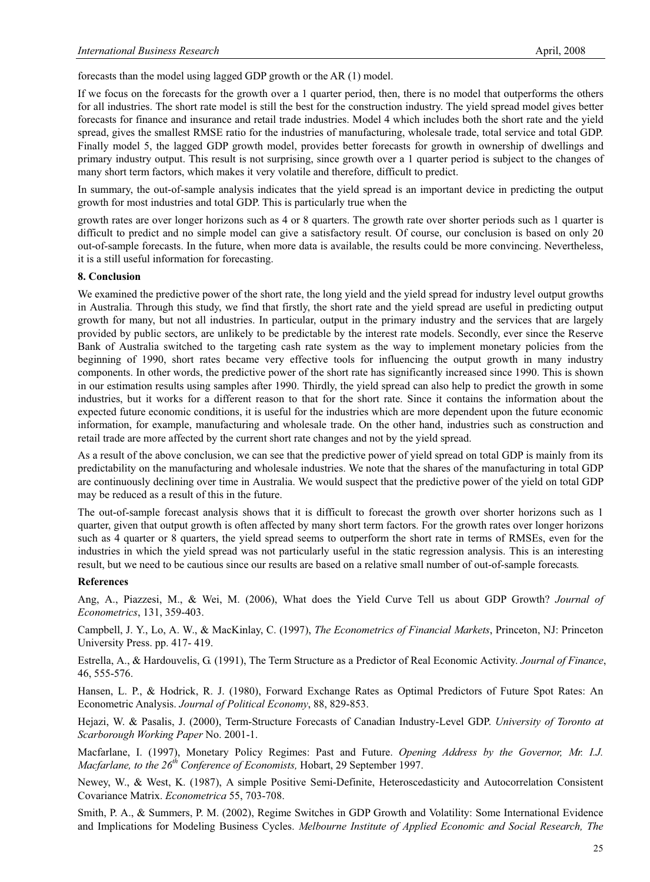forecasts than the model using lagged GDP growth or the AR (1) model.

If we focus on the forecasts for the growth over a 1 quarter period, then, there is no model that outperforms the others for all industries. The short rate model is still the best for the construction industry. The yield spread model gives better forecasts for finance and insurance and retail trade industries. Model 4 which includes both the short rate and the yield spread, gives the smallest RMSE ratio for the industries of manufacturing, wholesale trade, total service and total GDP. Finally model 5, the lagged GDP growth model, provides better forecasts for growth in ownership of dwellings and primary industry output. This result is not surprising, since growth over a 1 quarter period is subject to the changes of many short term factors, which makes it very volatile and therefore, difficult to predict.

In summary, the out-of-sample analysis indicates that the yield spread is an important device in predicting the output growth for most industries and total GDP. This is particularly true when the

growth rates are over longer horizons such as 4 or 8 quarters. The growth rate over shorter periods such as 1 quarter is difficult to predict and no simple model can give a satisfactory result. Of course, our conclusion is based on only 20 out-of-sample forecasts. In the future, when more data is available, the results could be more convincing. Nevertheless, it is a still useful information for forecasting.

**8. Conclusion**

We examined the predictive power of the short rate, the long yield and the yield spread for industry level output growths in Australia. Through this study, we find that firstly, the short rate and the yield spread are useful in predicting output growth for many, but not all industries. In particular, output in the primary industry and the services that are largely provided by public sectors, are unlikely to be predictable by the interest rate models. Secondly, ever since the Reserve Bank of Australia switched to the targeting cash rate system as the way to implement monetary policies from the beginning of 1990, short rates became very effective tools for influencing the output growth in many industry components. In other words, the predictive power of the short rate has significantly increased since 1990. This is shown in our estimation results using samples after 1990. Thirdly, the yield spread can also help to predict the growth in some industries, but it works for a different reason to that for the short rate. Since it contains the information about the expected future economic conditions, it is useful for the industries which are more dependent upon the future economic information, for example, manufacturing and wholesale trade. On the other hand, industries such as construction and retail trade are more affected by the current short rate changes and not by the yield spread.

As a result of the above conclusion, we can see that the predictive power of yield spread on total GDP is mainly from its predictability on the manufacturing and wholesale industries. We note that the shares of the manufacturing in total GDP are continuously declining over time in Australia. We would suspect that the predictive power of the yield on total GDP may be reduced as a result of this in the future.

The out-of-sample forecast analysis shows that it is difficult to forecast the growth over shorter horizons such as 1 quarter, given that output growth is often affected by many short term factors. For the growth rates over longer horizons such as 4 quarter or 8 quarters, the yield spread seems to outperform the short rate in terms of RMSEs, even for the industries in which the yield spread was not particularly useful in the static regression analysis. This is an interesting result, but we need to be cautious since our results are based on a relative small number of out-of-sample forecasts.

**References**

Ang, A., Piazzesi, M., & Wei, M. (2006), What does the Yield Curve Tell us about GDP Growth? *Journal of Econometrics*, 131, 359-403.

Campbell, J. Y., Lo, A. W., & MacKinlay, C. (1997), *The Econometrics of Financial Markets*, Princeton, NJ: Princeton University Press. pp. 417- 419.

Estrella, A., & Hardouvelis, G. (1991), The Term Structure as a Predictor of Real Economic Activity. *Journal of Finance*, 46, 555-576.

Hansen, L. P., & Hodrick, R. J. (1980), Forward Exchange Rates as Optimal Predictors of Future Spot Rates: An Econometric Analysis. *Journal of Political Economy*, 88, 829-853.

Hejazi, W. & Pasalis, J. (2000), Term-Structure Forecasts of Canadian Industry-Level GDP. *University of Toronto at Scarborough Working Paper* No. 2001-1.

Macfarlane, I. (1997), Monetary Policy Regimes: Past and Future. *Opening Address by the Governor, Mr. I.J. Macfarlane, to the 26th Conference of Economists,* Hobart, 29 September 1997.

Newey, W., & West, K. (1987), A simple Positive Semi-Definite, Heteroscedasticity and Autocorrelation Consistent Covariance Matrix. *Econometrica* 55, 703-708.

Smith, P. A., & Summers, P. M. (2002), Regime Switches in GDP Growth and Volatility: Some International Evidence and Implications for Modeling Business Cycles. *Melbourne Institute of Applied Economic and Social Research, The*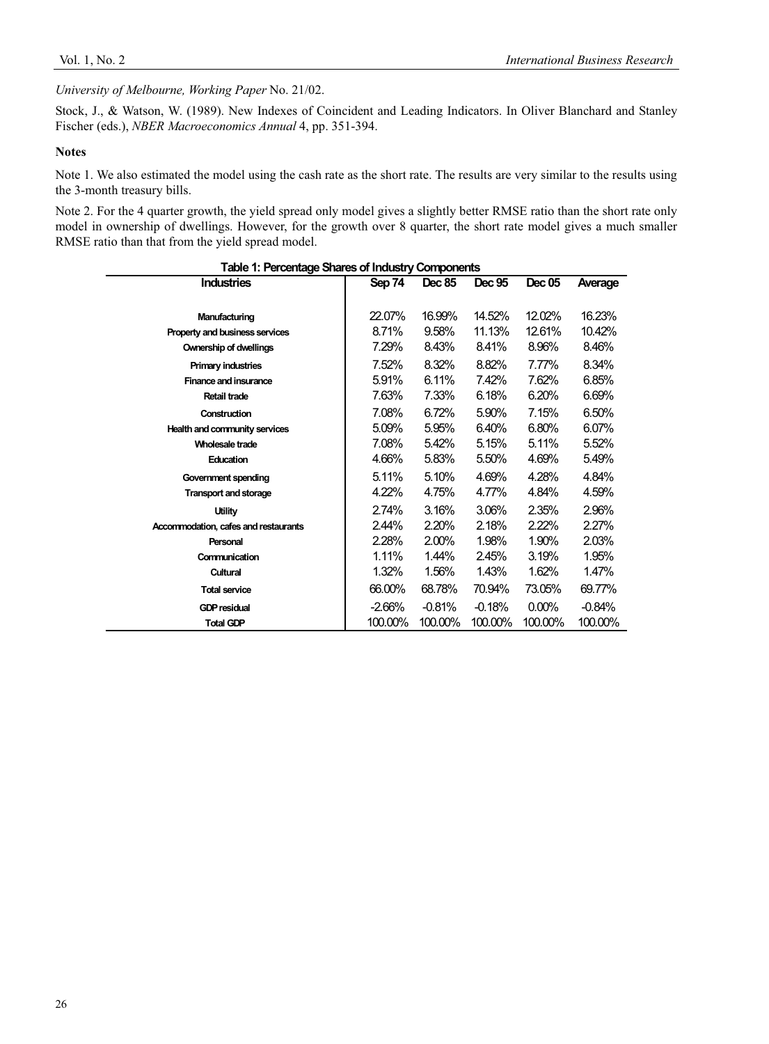*University of Melbourne, Working Paper* No. 21/02.

Stock, J., & Watson, W. (1989). New Indexes of Coincident and Leading Indicators. In Oliver Blanchard and Stanley Fischer (eds.), *NBER Macroeconomics Annual* 4, pp. 351-394.

**Notes**

Note 1. We also estimated the model using the cash rate as the short rate. The results are very similar to the results using the 3-month treasury bills.

Note 2. For the 4 quarter growth, the yield spread only model gives a slightly better RMSE ratio than the short rate only model in ownership of dwellings. However, for the growth over 8 quarter, the short rate model gives a much smaller RMSE ratio than that from the yield spread model.

**Table 1: Percentage Shares of Industry Components**

| Industries | Sep 74 | Dec 85 | Dec 95 | Dec 05 | Average |
|---|---|---|---|---|---|
| Manufacturing | 22.07% | 16.99% | 14.52% | 12.02% | 16.23% |
| Property and business services | 8.71% | 9.58% | 11.13% | 12.61% | 10.42% |
| Ownership of dwellings | 7.29% | 8.43% | 8.41% | 8.96% | 8.46% |
| Primary industries | 7.52% | 8.32% | 8.82% | 7.77% | 8.34% |
| Finance and insurance | 5.91% | 6.11% | 7.42% | 7.62% | 6.85% |
| Retail trade | 7.63% | 7.33% | 6.18% | 6.20% | 6.69% |
| Construction | 7.08% | 6.72% | 5.90% | 7.15% | 6.50% |
| Health and community services | 5.09% | 5.95% | 6.40% | 6.80% | 6.07% |
| Wholesale trade | 7.08% | 5.42% | 5.15% | 5.11% | 5.52% |
| Education | 4.66% | 5.83% | 5.50% | 4.69% | 5.49% |
| Government spending | 5.11% | 5.10% | 4.69% | 4.28% | 4.84% |
| Transport and storage | 4.22% | 4.75% | 4.77% | 4.84% | 4.59% |
| Utility | 2.74% | 3.16% | 3.06% | 2.35% | 2.96% |
| Accommodation, cafes and restaurants | 2.44% | 2.20% | 2.18% | 2.22% | 2.27% |
| Personal | 2.28% | 2.00% | 1.98% | 1.90% | 2.03% |
| Communication | 1.11% | 1.44% | 2.45% | 3.19% | 1.95% |
| Cultural | 1.32% | 1.56% | 1.43% | 1.62% | 1.47% |
| Total service | 66.00% | 68.78% | 70.94% | 73.05% | 69.77% |
| GDP residual | -2.66% | -0.81% | -0.18% | 0.00% | -0.84% |
| Total GDP | 100.00% | 100.00% | 100.00% | 100.00% | 100.00% |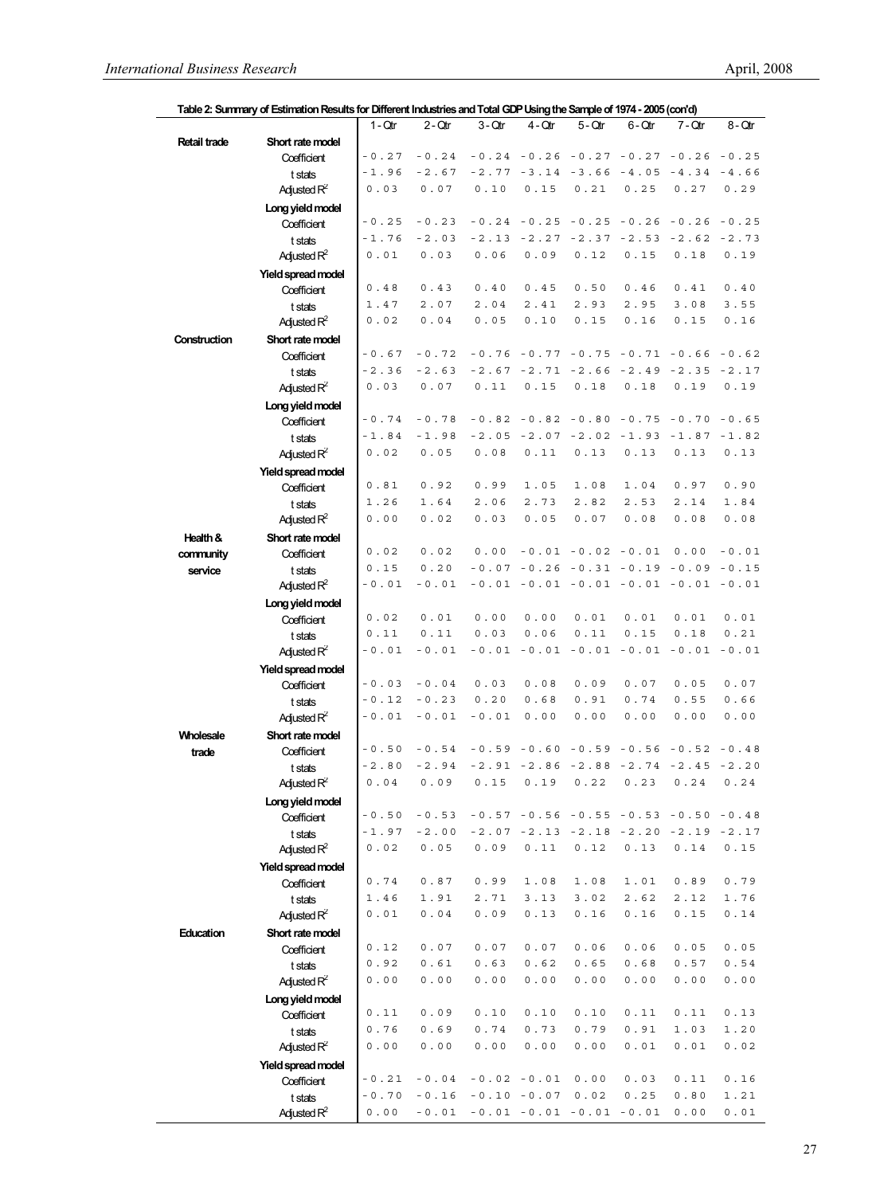Table 2: Summary of Estimation Results for Different Industries and Total GDP Using the Sample of 1974 - 2005 (con'd)

| | | 1 - Qtr | 2 - Qtr | 3 - Qtr | 4 - Qtr | 5 - Qtr | 6 - Qtr | 7 - Qtr | 8 - Qtr |
|---|---|---|---|---|---|---|---|---|---|
| **Retail trade** | **Short rate model** | | | | | | | | |
| | Coefficient | -0.27 | -0.24 | -0.24 | -0.26 | -0.27 | -0.27 | -0.26 | -0.25 |
| | t stats | -1.96 | -2.67 | -2.77 | -3.14 | -3.66 | -4.05 | -4.34 | -4.66 |
| | Adjusted $R^2$ | 0.03 | 0.07 | 0.10 | 0.15 | 0.21 | 0.25 | 0.27 | 0.29 |
| | **Long yield model** | | | | | | | | |
| | Coefficient | -0.25 | -0.23 | -0.24 | -0.25 | -0.25 | -0.26 | -0.26 | -0.25 |
| | t stats | -1.76 | -2.03 | -2.13 | -2.27 | -2.37 | -2.53 | -2.62 | -2.73 |
| | Adjusted $R^2$ | 0.01 | 0.03 | 0.06 | 0.09 | 0.12 | 0.15 | 0.18 | 0.19 |
| | **Yield spread model** | | | | | | | | |
| | Coefficient | 0.48 | 0.43 | 0.40 | 0.45 | 0.50 | 0.46 | 0.41 | 0.40 |
| | t stats | 1.47 | 2.07 | 2.04 | 2.41 | 2.93 | 2.95 | 3.08 | 3.55 |
| | Adjusted $R^2$ | 0.02 | 0.04 | 0.05 | 0.10 | 0.15 | 0.16 | 0.15 | 0.16 |
| **Construction** | **Short rate model** | | | | | | | | |
| | Coefficient | -0.67 | -0.72 | -0.76 | -0.77 | -0.75 | -0.71 | -0.66 | -0.62 |
| | t stats | -2.36 | -2.63 | -2.67 | -2.71 | -2.66 | -2.49 | -2.35 | -2.17 |
| | Adjusted $R^2$ | 0.03 | 0.07 | 0.11 | 0.15 | 0.18 | 0.18 | 0.19 | 0.19 |
| | **Long yield model** | | | | | | | | |
| | Coefficient | -0.74 | -0.78 | -0.82 | -0.82 | -0.80 | -0.75 | -0.70 | -0.65 |
| | t stats | -1.84 | -1.98 | -2.05 | -2.07 | -2.02 | -1.93 | -1.87 | -1.82 |
| | Adjusted $R^2$ | 0.02 | 0.05 | 0.08 | 0.11 | 0.13 | 0.13 | 0.13 | 0.13 |
| | **Yield spread model** | | | | | | | | |
| | Coefficient | 0.81 | 0.92 | 0.99 | 1.05 | 1.08 | 1.04 | 0.97 | 0.90 |
| | t stats | 1.26 | 1.64 | 2.06 | 2.73 | 2.82 | 2.53 | 2.14 | 1.84 |
| | Adjusted $R^2$ | 0.00 | 0.02 | 0.03 | 0.05 | 0.07 | 0.08 | 0.08 | 0.08 |
| **Health & community service** | **Short rate model** | | | | | | | | |
| | Coefficient | 0.02 | 0.02 | 0.00 | -0.01 | -0.02 | -0.01 | 0.00 | -0.01 |
| | t stats | 0.15 | 0.20 | -0.07 | -0.26 | -0.31 | -0.19 | -0.09 | -0.15 |
| | Adjusted $R^2$ | -0.01 | -0.01 | -0.01 | -0.01 | -0.01 | -0.01 | -0.01 | -0.01 |
| | **Long yield model** | | | | | | | | |
| | Coefficient | 0.02 | 0.01 | 0.00 | 0.00 | 0.01 | 0.01 | 0.01 | 0.01 |
| | t stats | 0.11 | 0.11 | 0.03 | 0.06 | 0.11 | 0.15 | 0.18 | 0.21 |
| | Adjusted $R^2$ | -0.01 | -0.01 | -0.01 | -0.01 | -0.01 | -0.01 | -0.01 | -0.01 |
| | **Yield spread model** | | | | | | | | |
| | Coefficient | -0.03 | -0.04 | 0.03 | 0.08 | 0.09 | 0.07 | 0.05 | 0.07 |
| | t stats | -0.12 | -0.23 | 0.20 | 0.68 | 0.91 | 0.74 | 0.55 | 0.66 |
| | Adjusted $R^2$ | -0.01 | -0.01 | -0.01 | 0.00 | 0.00 | 0.00 | 0.00 | 0.00 |
| **Wholesale trade** | **Short rate model** | | | | | | | | |
| | Coefficient | -0.50 | -0.54 | -0.59 | -0.60 | -0.59 | -0.56 | -0.52 | -0.48 |
| | t stats | -2.80 | -2.94 | -2.91 | -2.86 | -2.88 | -2.74 | -2.45 | -2.20 |
| | Adjusted $R^2$ | 0.04 | 0.09 | 0.15 | 0.19 | 0.22 | 0.23 | 0.24 | 0.24 |
| | **Long yield model** | | | | | | | | |
| | Coefficient | -0.50 | -0.53 | -0.57 | -0.56 | -0.55 | -0.53 | -0.50 | -0.48 |
| | t stats | -1.97 | -2.00 | -2.07 | -2.13 | -2.18 | -2.20 | -2.19 | -2.17 |
| | Adjusted $R^2$ | 0.02 | 0.05 | 0.09 | 0.11 | 0.12 | 0.13 | 0.14 | 0.15 |
| | **Yield spread model** | | | | | | | | |
| | Coefficient | 0.74 | 0.87 | 0.99 | 1.08 | 1.08 | 1.01 | 0.89 | 0.79 |
| | t stats | 1.46 | 1.91 | 2.71 | 3.13 | 3.02 | 2.62 | 2.12 | 1.76 |
| | Adjusted $R^2$ | 0.01 | 0.04 | 0.09 | 0.13 | 0.16 | 0.16 | 0.15 | 0.14 |
| **Education** | **Short rate model** | | | | | | | | |
| | Coefficient | 0.12 | 0.07 | 0.07 | 0.07 | 0.06 | 0.06 | 0.05 | 0.05 |
| | t stats | 0.92 | 0.61 | 0.63 | 0.62 | 0.65 | 0.68 | 0.57 | 0.54 |
| | Adjusted $R^2$ | 0.00 | 0.00 | 0.00 | 0.00 | 0.00 | 0.00 | 0.00 | 0.00 |
| | **Long yield model** | | | | | | | | |
| | Coefficient | 0.11 | 0.09 | 0.10 | 0.10 | 0.10 | 0.11 | 0.11 | 0.13 |
| | t stats | 0.76 | 0.69 | 0.74 | 0.73 | 0.79 | 0.91 | 1.03 | 1.20 |
| | Adjusted $R^2$ | 0.00 | 0.00 | 0.00 | 0.00 | 0.00 | 0.01 | 0.01 | 0.02 |
| | **Yield spread model** | | | | | | | | |
| | Coefficient | -0.21 | -0.04 | -0.02 | -0.01 | 0.00 | 0.03 | 0.11 | 0.16 |
| | t stats | -0.70 | -0.16 | -0.10 | -0.07 | 0.02 | 0.25 | 0.80 | 1.21 |
| | Adjusted $R^2$ | 0.00 | -0.01 | -0.01 | -0.01 | -0.01 | -0.01 | 0.00 | 0.01 |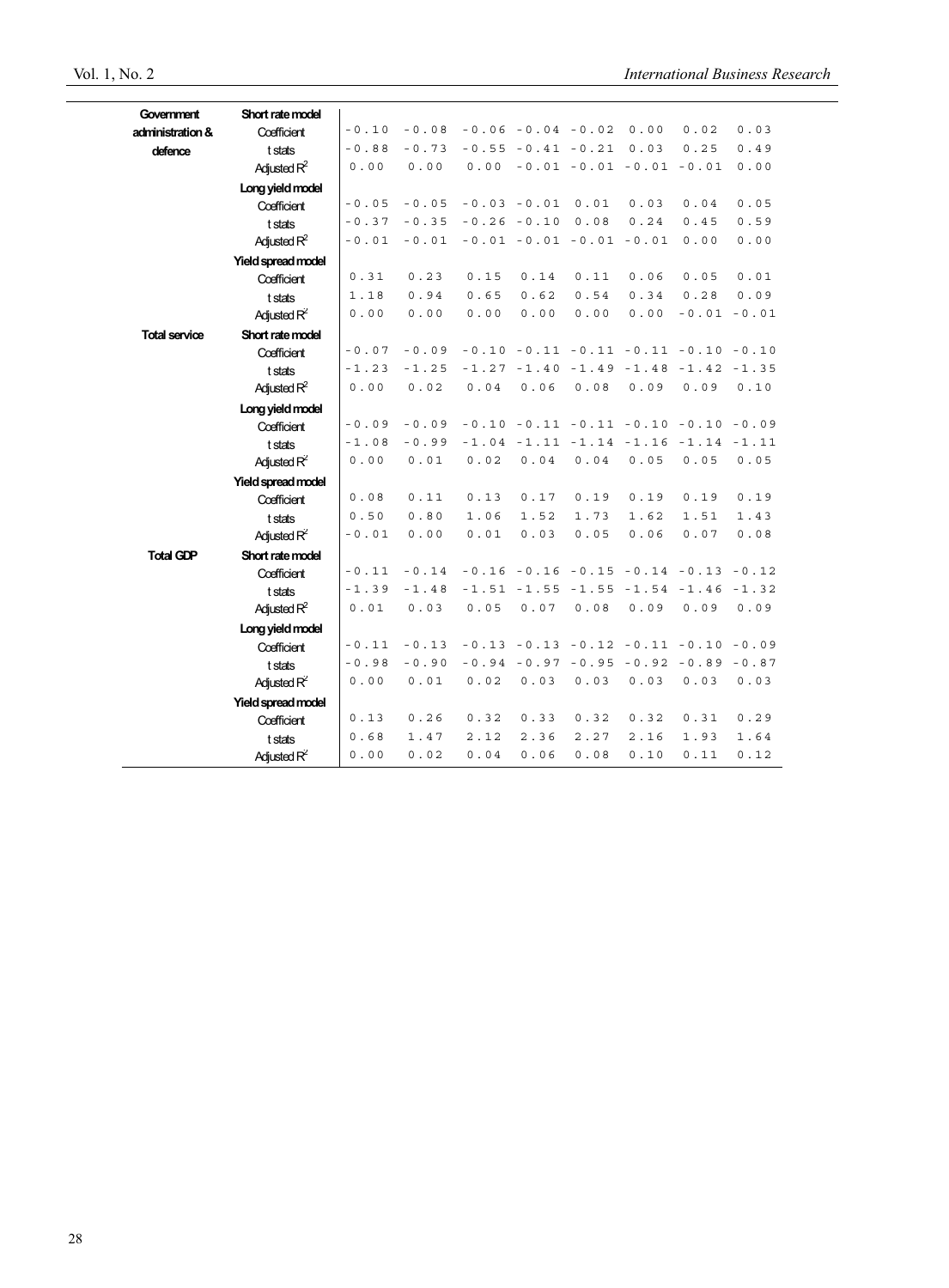| | | | | | | | | | |
|---|---|---|---|---|---|---|---|---|---|
| **Government administration & defence** | **Short rate model** | | | | | | | | |
| | Coefficient | -0.10 | -0.08 | -0.06 | -0.04 | -0.02 | 0.00 | 0.02 | 0.03 |
| | t stats | -0.88 | -0.73 | -0.55 | -0.41 | -0.21 | 0.03 | 0.25 | 0.49 |
| | Adjusted $R^2$ | 0.00 | 0.00 | 0.00 | -0.01 | -0.01 | -0.01 | -0.01 | 0.00 |
| | **Long yield model** | | | | | | | | |
| | Coefficient | -0.05 | -0.05 | -0.03 | -0.01 | 0.01 | 0.03 | 0.04 | 0.05 |
| | t stats | -0.37 | -0.35 | -0.26 | -0.10 | 0.08 | 0.24 | 0.45 | 0.59 |
| | Adjusted $R^2$ | -0.01 | -0.01 | -0.01 | -0.01 | -0.01 | -0.01 | 0.00 | 0.00 |
| | **Yield spread model** | | | | | | | | |
| | Coefficient | 0.31 | 0.23 | 0.15 | 0.14 | 0.11 | 0.06 | 0.05 | 0.01 |
| | t stats | 1.18 | 0.94 | 0.65 | 0.62 | 0.54 | 0.34 | 0.28 | 0.09 |
| | Adjusted $R^2$ | 0.00 | 0.00 | 0.00 | 0.00 | 0.00 | 0.00 | -0.01 | -0.01 |
| **Total service** | **Short rate model** | | | | | | | | |
| | Coefficient | -0.07 | -0.09 | -0.10 | -0.11 | -0.11 | -0.11 | -0.10 | -0.10 |
| | t stats | -1.23 | -1.25 | -1.27 | -1.40 | -1.49 | -1.48 | -1.42 | -1.35 |
| | Adjusted $R^2$ | 0.00 | 0.02 | 0.04 | 0.06 | 0.08 | 0.09 | 0.09 | 0.10 |
| | **Long yield model** | | | | | | | | |
| | Coefficient | -0.09 | -0.09 | -0.10 | -0.11 | -0.11 | -0.10 | -0.10 | -0.09 |
| | t stats | -1.08 | -0.99 | -1.04 | -1.11 | -1.14 | -1.16 | -1.14 | -1.11 |
| | Adjusted $R^2$ | 0.00 | 0.01 | 0.02 | 0.04 | 0.04 | 0.05 | 0.05 | 0.05 |
| | **Yield spread model** | | | | | | | | |
| | Coefficient | 0.08 | 0.11 | 0.13 | 0.17 | 0.19 | 0.19 | 0.19 | 0.19 |
| | t stats | 0.50 | 0.80 | 1.06 | 1.52 | 1.73 | 1.62 | 1.51 | 1.43 |
| | Adjusted $R^2$ | -0.01 | 0.00 | 0.01 | 0.03 | 0.05 | 0.06 | 0.07 | 0.08 |
| **Total GDP** | **Short rate model** | | | | | | | | |
| | Coefficient | -0.11 | -0.14 | -0.16 | -0.16 | -0.15 | -0.14 | -0.13 | -0.12 |
| | t stats | -1.39 | -1.48 | -1.51 | -1.55 | -1.55 | -1.54 | -1.46 | -1.32 |
| | Adjusted $R^2$ | 0.01 | 0.03 | 0.05 | 0.07 | 0.08 | 0.09 | 0.09 | 0.09 |
| | **Long yield model** | | | | | | | | |
| | Coefficient | -0.11 | -0.13 | -0.13 | -0.13 | -0.12 | -0.11 | -0.10 | -0.09 |
| | t stats | -0.98 | -0.90 | -0.94 | -0.97 | -0.95 | -0.92 | -0.89 | -0.87 |
| | Adjusted $R^2$ | 0.00 | 0.01 | 0.02 | 0.03 | 0.03 | 0.03 | 0.03 | 0.03 |
| | **Yield spread model** | | | | | | | | |
| | Coefficient | 0.13 | 0.26 | 0.32 | 0.33 | 0.32 | 0.32 | 0.31 | 0.29 |
| | t stats | 0.68 | 1.47 | 2.12 | 2.36 | 2.27 | 2.16 | 1.93 | 1.64 |
| | Adjusted $R^2$ | 0.00 | 0.02 | 0.04 | 0.06 | 0.08 | 0.10 | 0.11 | 0.12 |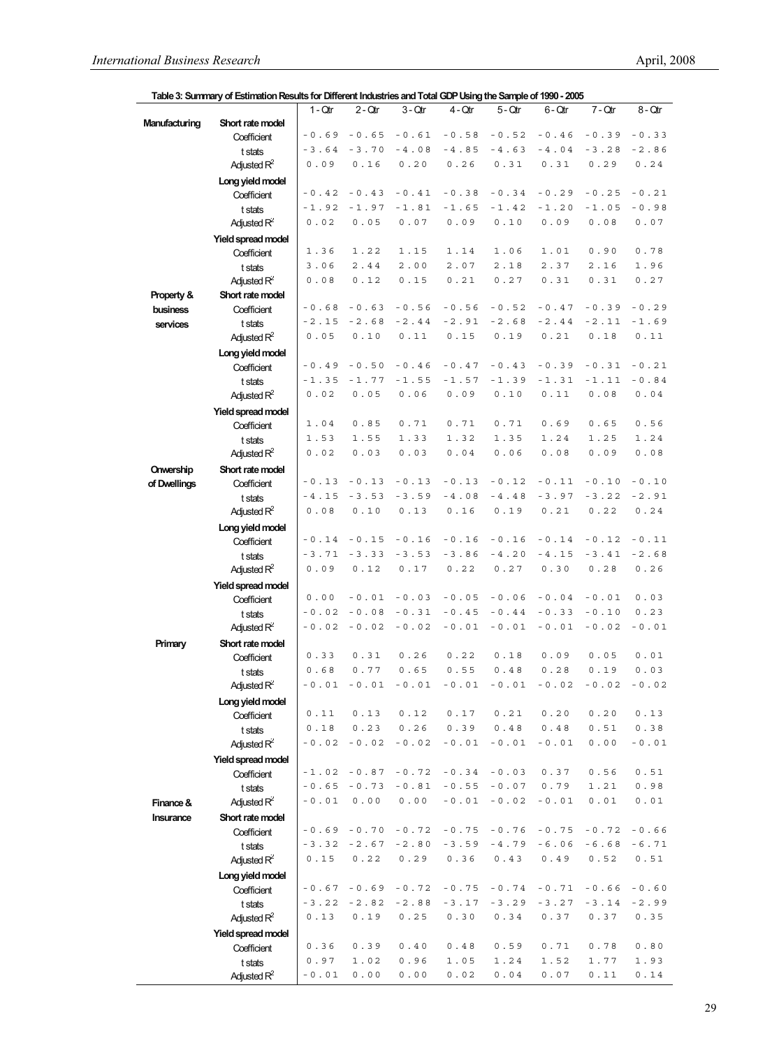Table 3: Summary of Estimation Results for Different Industries and Total GDP Using the Sample of 1990 - 2005

| | | 1 - Qtr | 2 - Qtr | 3 - Qtr | 4 - Qtr | 5 - Qtr | 6 - Qtr | 7 - Qtr | 8 - Qtr |
|---|---|---|---|---|---|---|---|---|---|
| **Manufacturing** | **Short rate model** | | | | | | | | |
| | Coefficient | -0.69 | -0.65 | -0.61 | -0.58 | -0.52 | -0.46 | -0.39 | -0.33 |
| | t stats | -3.64 | -3.70 | -4.08 | -4.85 | -4.63 | -4.04 | -3.28 | -2.86 |
| | Adjusted $R^2$ | 0.09 | 0.16 | 0.20 | 0.26 | 0.31 | 0.31 | 0.29 | 0.24 |
| | **Long yield model** | | | | | | | | |
| | Coefficient | -0.42 | -0.43 | -0.41 | -0.38 | -0.34 | -0.29 | -0.25 | -0.21 |
| | t stats | -1.92 | -1.97 | -1.81 | -1.65 | -1.42 | -1.20 | -1.05 | -0.98 |
| | Adjusted $R^2$ | 0.02 | 0.05 | 0.07 | 0.09 | 0.10 | 0.09 | 0.08 | 0.07 |
| | **Yield spread model** | | | | | | | | |
| | Coefficient | 1.36 | 1.22 | 1.15 | 1.14 | 1.06 | 1.01 | 0.90 | 0.78 |
| | t stats | 3.06 | 2.44 | 2.00 | 2.07 | 2.18 | 2.37 | 2.16 | 1.96 |
| | Adjusted $R^2$ | 0.08 | 0.12 | 0.15 | 0.21 | 0.27 | 0.31 | 0.31 | 0.27 |
| **Property & business services** | **Short rate model** | | | | | | | | |
| | Coefficient | -0.68 | -0.63 | -0.56 | -0.56 | -0.52 | -0.47 | -0.39 | -0.29 |
| | t stats | -2.15 | -2.68 | -2.44 | -2.91 | -2.68 | -2.44 | -2.11 | -1.69 |
| | Adjusted $R^2$ | 0.05 | 0.10 | 0.11 | 0.15 | 0.19 | 0.21 | 0.18 | 0.11 |
| | **Long yield model** | | | | | | | | |
| | Coefficient | -0.49 | -0.50 | -0.46 | -0.47 | -0.43 | -0.39 | -0.31 | -0.21 |
| | t stats | -1.35 | -1.77 | -1.55 | -1.57 | -1.39 | -1.31 | -1.11 | -0.84 |
| | Adjusted $R^2$ | 0.02 | 0.05 | 0.06 | 0.09 | 0.10 | 0.11 | 0.08 | 0.04 |
| | **Yield spread model** | | | | | | | | |
| | Coefficient | 1.04 | 0.85 | 0.71 | 0.71 | 0.71 | 0.69 | 0.65 | 0.56 |
| | t stats | 1.53 | 1.55 | 1.33 | 1.32 | 1.35 | 1.24 | 1.25 | 1.24 |
| | Adjusted $R^2$ | 0.02 | 0.03 | 0.03 | 0.04 | 0.06 | 0.08 | 0.09 | 0.08 |
| **Onwership of Dwellings** | **Short rate model** | | | | | | | | |
| | Coefficient | -0.13 | -0.13 | -0.13 | -0.13 | -0.12 | -0.11 | -0.10 | -0.10 |
| | t stats | -4.15 | -3.53 | -3.59 | -4.08 | -4.48 | -3.97 | -3.22 | -2.91 |
| | Adjusted $R^2$ | 0.08 | 0.10 | 0.13 | 0.16 | 0.19 | 0.21 | 0.22 | 0.24 |
| | **Long yield model** | | | | | | | | |
| | Coefficient | -0.14 | -0.15 | -0.16 | -0.16 | -0.16 | -0.14 | -0.12 | -0.11 |
| | t stats | -3.71 | -3.33 | -3.53 | -3.86 | -4.20 | -4.15 | -3.41 | -2.68 |
| | Adjusted $R^2$ | 0.09 | 0.12 | 0.17 | 0.22 | 0.27 | 0.30 | 0.28 | 0.26 |
| | **Yield spread model** | | | | | | | | |
| | Coefficient | 0.00 | -0.01 | -0.03 | -0.05 | -0.06 | -0.04 | -0.01 | 0.03 |
| | t stats | -0.02 | -0.08 | -0.31 | -0.45 | -0.44 | -0.33 | -0.10 | 0.23 |
| | Adjusted $R^2$ | -0.02 | -0.02 | -0.02 | -0.01 | -0.01 | -0.01 | -0.02 | -0.01 |
| **Primary** | **Short rate model** | | | | | | | | |
| | Coefficient | 0.33 | 0.31 | 0.26 | 0.22 | 0.18 | 0.09 | 0.05 | 0.01 |
| | t stats | 0.68 | 0.77 | 0.65 | 0.55 | 0.48 | 0.28 | 0.19 | 0.03 |
| | Adjusted $R^2$ | -0.01 | -0.01 | -0.01 | -0.01 | -0.01 | -0.02 | -0.02 | -0.02 |
| | **Long yield model** | | | | | | | | |
| | Coefficient | 0.11 | 0.13 | 0.12 | 0.17 | 0.21 | 0.20 | 0.20 | 0.13 |
| | t stats | 0.18 | 0.23 | 0.26 | 0.39 | 0.48 | 0.48 | 0.51 | 0.38 |
| | Adjusted $R^2$ | -0.02 | -0.02 | -0.02 | -0.01 | -0.01 | -0.01 | 0.00 | -0.01 |
| | **Yield spread model** | | | | | | | | |
| | Coefficient | -1.02 | -0.87 | -0.72 | -0.34 | -0.03 | 0.37 | 0.56 | 0.51 |
| | t stats | -0.65 | -0.73 | -0.81 | -0.55 | -0.07 | 0.79 | 1.21 | 0.98 |
| | Adjusted $R^2$ | -0.01 | 0.00 | 0.00 | -0.01 | -0.02 | -0.01 | 0.01 | 0.01 |
| **Finance & Insurance** | **Short rate model** | | | | | | | | |
| | Coefficient | -0.69 | -0.70 | -0.72 | -0.75 | -0.76 | -0.75 | -0.72 | -0.66 |
| | t stats | -3.32 | -2.67 | -2.80 | -3.59 | -4.79 | -6.06 | -6.68 | -6.71 |
| | Adjusted $R^2$ | 0.15 | 0.22 | 0.29 | 0.36 | 0.43 | 0.49 | 0.52 | 0.51 |
| | **Long yield model** | | | | | | | | |
| | Coefficient | -0.67 | -0.69 | -0.72 | -0.75 | -0.74 | -0.71 | -0.66 | -0.60 |
| | t stats | -3.22 | -2.82 | -2.88 | -3.17 | -3.29 | -3.27 | -3.14 | -2.99 |
| | Adjusted $R^2$ | 0.13 | 0.19 | 0.25 | 0.30 | 0.34 | 0.37 | 0.37 | 0.35 |
| | **Yield spread model** | | | | | | | | |
| | Coefficient | 0.36 | 0.39 | 0.40 | 0.48 | 0.59 | 0.71 | 0.78 | 0.80 |
| | t stats | 0.97 | 1.02 | 0.96 | 1.05 | 1.24 | 1.52 | 1.77 | 1.93 |
| | Adjusted $R^2$ | -0.01 | 0.00 | 0.00 | 0.02 | 0.04 | 0.07 | 0.11 | 0.14 |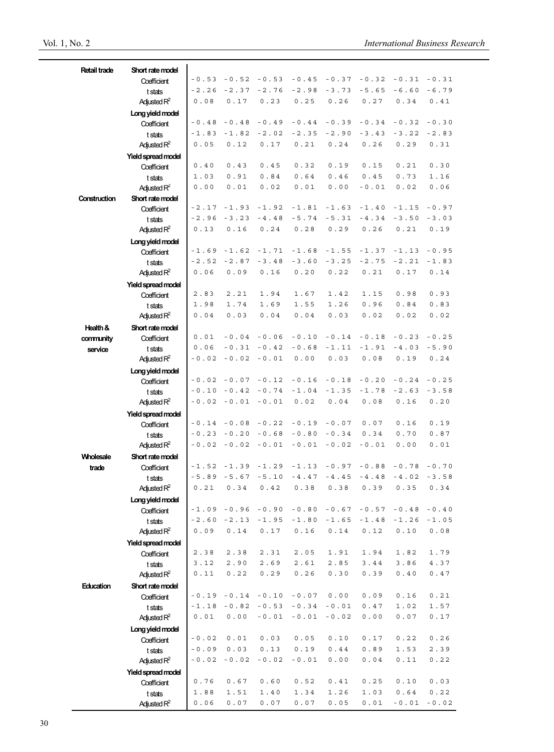| | | | | | | | | | |
|---|---|---|---|---|---|---|---|---|---|
| **Retail trade** | **Short rate model** | | | | | | | | |
| | Coefficient | -0.53 | -0.52 | -0.53 | -0.45 | -0.37 | -0.32 | -0.31 | -0.31 |
| | t stats | -2.26 | -2.37 | -2.76 | -2.98 | -3.73 | -5.65 | -6.60 | -6.79 |
| | Adjusted $R^2$ | 0.08 | 0.17 | 0.23 | 0.25 | 0.26 | 0.27 | 0.34 | 0.41 |
| | **Long yield model** | | | | | | | | |
| | Coefficient | -0.48 | -0.48 | -0.49 | -0.44 | -0.39 | -0.34 | -0.32 | -0.30 |
| | t stats | -1.83 | -1.82 | -2.02 | -2.35 | -2.90 | -3.43 | -3.22 | -2.83 |
| | Adjusted $R^2$ | 0.05 | 0.12 | 0.17 | 0.21 | 0.24 | 0.26 | 0.29 | 0.31 |
| | **Yield spread model** | | | | | | | | |
| | Coefficient | 0.40 | 0.43 | 0.45 | 0.32 | 0.19 | 0.15 | 0.21 | 0.30 |
| | t stats | 1.03 | 0.91 | 0.84 | 0.64 | 0.46 | 0.45 | 0.73 | 1.16 |
| | Adjusted $R^2$ | 0.00 | 0.01 | 0.02 | 0.01 | 0.00 | -0.01 | 0.02 | 0.06 |
| **Construction** | **Short rate model** | | | | | | | | |
| | Coefficient | -2.17 | -1.93 | -1.92 | -1.81 | -1.63 | -1.40 | -1.15 | -0.97 |
| | t stats | -2.96 | -3.23 | -4.48 | -5.74 | -5.31 | -4.34 | -3.50 | -3.03 |
| | Adjusted $R^2$ | 0.13 | 0.16 | 0.24 | 0.28 | 0.29 | 0.26 | 0.21 | 0.19 |
| | **Long yield model** | | | | | | | | |
| | Coefficient | -1.69 | -1.62 | -1.71 | -1.68 | -1.55 | -1.37 | -1.13 | -0.95 |
| | t stats | -2.52 | -2.87 | -3.48 | -3.60 | -3.25 | -2.75 | -2.21 | -1.83 |
| | Adjusted $R^2$ | 0.06 | 0.09 | 0.16 | 0.20 | 0.22 | 0.21 | 0.17 | 0.14 |
| | **Yield spread model** | | | | | | | | |
| | Coefficient | 2.83 | 2.21 | 1.94 | 1.67 | 1.42 | 1.15 | 0.98 | 0.93 |
| | t stats | 1.98 | 1.74 | 1.69 | 1.55 | 1.26 | 0.96 | 0.84 | 0.83 |
| | Adjusted $R^2$ | 0.04 | 0.03 | 0.04 | 0.04 | 0.03 | 0.02 | 0.02 | 0.02 |
| **Health & community service** | **Short rate model** | | | | | | | | |
| | Coefficient | 0.01 | -0.04 | -0.06 | -0.10 | -0.14 | -0.18 | -0.23 | -0.25 |
| | t stats | 0.06 | -0.31 | -0.42 | -0.68 | -1.11 | -1.91 | -4.03 | -5.90 |
| | Adjusted $R^2$ | -0.02 | -0.02 | -0.01 | 0.00 | 0.03 | 0.08 | 0.19 | 0.24 |
| | **Long yield model** | | | | | | | | |
| | Coefficient | -0.02 | -0.07 | -0.12 | -0.16 | -0.18 | -0.20 | -0.24 | -0.25 |
| | t stats | -0.10 | -0.42 | -0.74 | -1.04 | -1.35 | -1.78 | -2.63 | -3.58 |
| | Adjusted $R^2$ | -0.02 | -0.01 | -0.01 | 0.02 | 0.04 | 0.08 | 0.16 | 0.20 |
| | **Yield spread model** | | | | | | | | |
| | Coefficient | -0.14 | -0.08 | -0.22 | -0.19 | -0.07 | 0.07 | 0.16 | 0.19 |
| | t stats | -0.23 | -0.20 | -0.68 | -0.80 | -0.34 | 0.34 | 0.70 | 0.87 |
| | Adjusted $R^2$ | -0.02 | -0.02 | -0.01 | -0.01 | -0.02 | -0.01 | 0.00 | 0.01 |
| **Wholesale trade** | **Short rate model** | | | | | | | | |
| | Coefficient | -1.52 | -1.39 | -1.29 | -1.13 | -0.97 | -0.88 | -0.78 | -0.70 |
| | t stats | -5.89 | -5.67 | -5.10 | -4.47 | -4.45 | -4.48 | -4.02 | -3.58 |
| | Adjusted $R^2$ | 0.21 | 0.34 | 0.42 | 0.38 | 0.38 | 0.39 | 0.35 | 0.34 |
| | **Long yield model** | | | | | | | | |
| | Coefficient | -1.09 | -0.96 | -0.90 | -0.80 | -0.67 | -0.57 | -0.48 | -0.40 |
| | t stats | -2.60 | -2.13 | -1.95 | -1.80 | -1.65 | -1.48 | -1.26 | -1.05 |
| | Adjusted $R^2$ | 0.09 | 0.14 | 0.17 | 0.16 | 0.14 | 0.12 | 0.10 | 0.08 |
| | **Yield spread model** | | | | | | | | |
| | Coefficient | 2.38 | 2.38 | 2.31 | 2.05 | 1.91 | 1.94 | 1.82 | 1.79 |
| | t stats | 3.12 | 2.90 | 2.69 | 2.61 | 2.85 | 3.44 | 3.86 | 4.37 |
| | Adjusted $R^2$ | 0.11 | 0.22 | 0.29 | 0.26 | 0.30 | 0.39 | 0.40 | 0.47 |
| **Education** | **Short rate model** | | | | | | | | |
| | Coefficient | -0.19 | -0.14 | -0.10 | -0.07 | 0.00 | 0.09 | 0.16 | 0.21 |
| | t stats | -1.18 | -0.82 | -0.53 | -0.34 | -0.01 | 0.47 | 1.02 | 1.57 |
| | Adjusted $R^2$ | 0.01 | 0.00 | -0.01 | -0.01 | -0.02 | 0.00 | 0.07 | 0.17 |
| | **Long yield model** | | | | | | | | |
| | Coefficient | -0.02 | 0.01 | 0.03 | 0.05 | 0.10 | 0.17 | 0.22 | 0.26 |
| | t stats | -0.09 | 0.03 | 0.13 | 0.19 | 0.44 | 0.89 | 1.53 | 2.39 |
| | Adjusted $R^2$ | -0.02 | -0.02 | -0.02 | -0.01 | 0.00 | 0.04 | 0.11 | 0.22 |
| | **Yield spread model** | | | | | | | | |
| | Coefficient | 0.76 | 0.67 | 0.60 | 0.52 | 0.41 | 0.25 | 0.10 | 0.03 |
| | t stats | 1.88 | 1.51 | 1.40 | 1.34 | 1.26 | 1.03 | 0.64 | 0.22 |
| | Adjusted $R^2$ | 0.06 | 0.07 | 0.07 | 0.07 | 0.05 | 0.01 | -0.01 | -0.02 |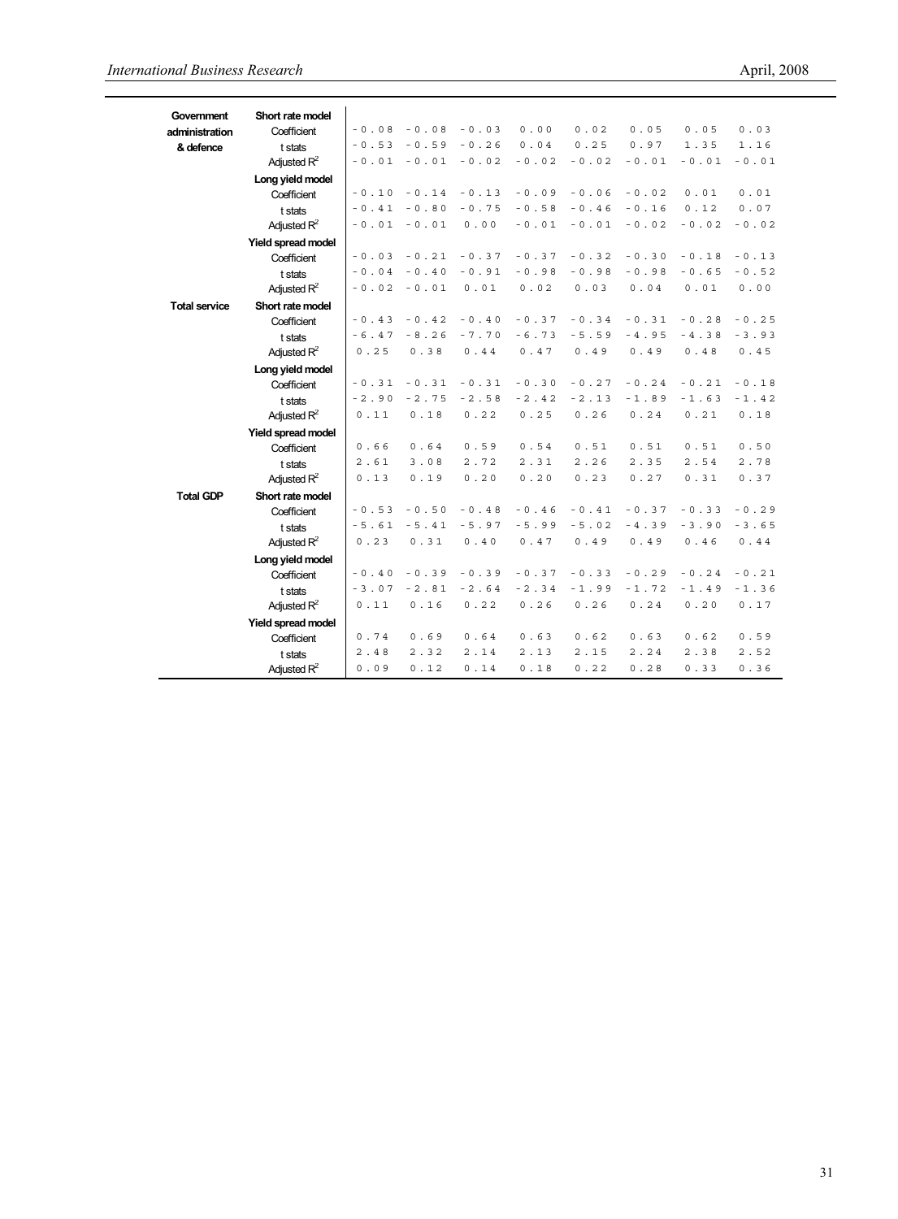| | | | | | | | | | |
|---|---|---|---|---|---|---|---|---|---|
| Government administration & defence | Short rate model | | | | | | | | |
| | Coefficient | -0.08 | -0.08 | -0.03 | 0.00 | 0.02 | 0.05 | 0.05 | 0.03 |
| | t stats | -0.53 | -0.59 | -0.26 | 0.04 | 0.25 | 0.97 | 1.35 | 1.16 |
| | Adjusted $R^2$ | -0.01 | -0.01 | -0.02 | -0.02 | -0.02 | -0.01 | -0.01 | -0.01 |
| | Long yield model | | | | | | | | |
| | Coefficient | -0.10 | -0.14 | -0.13 | -0.09 | -0.06 | -0.02 | 0.01 | 0.01 |
| | t stats | -0.41 | -0.80 | -0.75 | -0.58 | -0.46 | -0.16 | 0.12 | 0.07 |
| | Adjusted $R^2$ | -0.01 | -0.01 | 0.00 | -0.01 | -0.01 | -0.02 | -0.02 | -0.02 |
| | Yield spread model | | | | | | | | |
| | Coefficient | -0.03 | -0.21 | -0.37 | -0.37 | -0.32 | -0.30 | -0.18 | -0.13 |
| | t stats | -0.04 | -0.40 | -0.91 | -0.98 | -0.98 | -0.98 | -0.65 | -0.52 |
| | Adjusted $R^2$ | -0.02 | -0.01 | 0.01 | 0.02 | 0.03 | 0.04 | 0.01 | 0.00 |
| Total service | Short rate model | | | | | | | | |
| | Coefficient | -0.43 | -0.42 | -0.40 | -0.37 | -0.34 | -0.31 | -0.28 | -0.25 |
| | t stats | -6.47 | -8.26 | -7.70 | -6.73 | -5.59 | -4.95 | -4.38 | -3.93 |
| | Adjusted $R^2$ | 0.25 | 0.38 | 0.44 | 0.47 | 0.49 | 0.49 | 0.48 | 0.45 |
| | Long yield model | | | | | | | | |
| | Coefficient | -0.31 | -0.31 | -0.31 | -0.30 | -0.27 | -0.24 | -0.21 | -0.18 |
| | t stats | -2.90 | -2.75 | -2.58 | -2.42 | -2.13 | -1.89 | -1.63 | -1.42 |
| | Adjusted $R^2$ | 0.11 | 0.18 | 0.22 | 0.25 | 0.26 | 0.24 | 0.21 | 0.18 |
| | Yield spread model | | | | | | | | |
| | Coefficient | 0.66 | 0.64 | 0.59 | 0.54 | 0.51 | 0.51 | 0.51 | 0.50 |
| | t stats | 2.61 | 3.08 | 2.72 | 2.31 | 2.26 | 2.35 | 2.54 | 2.78 |
| | Adjusted $R^2$ | 0.13 | 0.19 | 0.20 | 0.20 | 0.23 | 0.27 | 0.31 | 0.37 |
| Total GDP | Short rate model | | | | | | | | |
| | Coefficient | -0.53 | -0.50 | -0.48 | -0.46 | -0.41 | -0.37 | -0.33 | -0.29 |
| | t stats | -5.61 | -5.41 | -5.97 | -5.99 | -5.02 | -4.39 | -3.90 | -3.65 |
| | Adjusted $R^2$ | 0.23 | 0.31 | 0.40 | 0.47 | 0.49 | 0.49 | 0.46 | 0.44 |
| | Long yield model | | | | | | | | |
| | Coefficient | -0.40 | -0.39 | -0.39 | -0.37 | -0.33 | -0.29 | -0.24 | -0.21 |
| | t stats | -3.07 | -2.81 | -2.64 | -2.34 | -1.99 | -1.72 | -1.49 | -1.36 |
| | Adjusted $R^2$ | 0.11 | 0.16 | 0.22 | 0.26 | 0.26 | 0.24 | 0.20 | 0.17 |
| | Yield spread model | | | | | | | | |
| | Coefficient | 0.74 | 0.69 | 0.64 | 0.63 | 0.62 | 0.63 | 0.62 | 0.59 |
| | t stats | 2.48 | 2.32 | 2.14 | 2.13 | 2.15 | 2.24 | 2.38 | 2.52 |
| | Adjusted $R^2$ | 0.09 | 0.12 | 0.14 | 0.18 | 0.22 | 0.28 | 0.33 | 0.36 |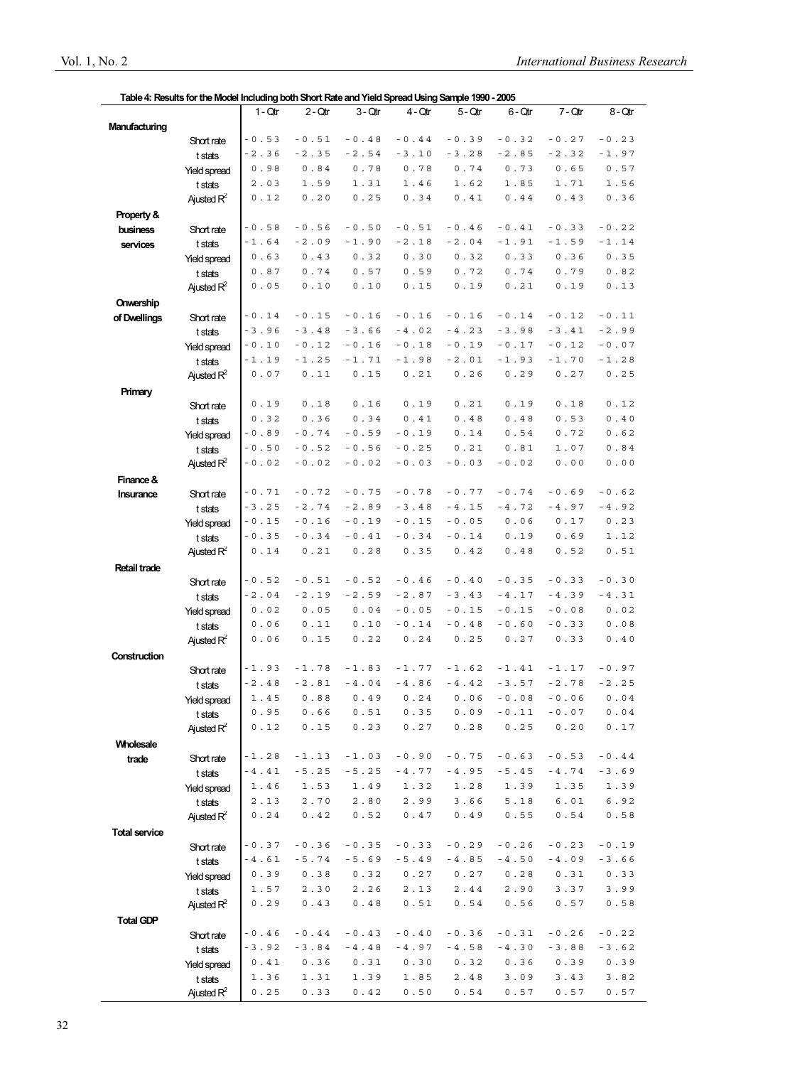Table 4: Results for the Model Including both Short Rate and Yield Spread Using Sample 1990 - 2005

| | | 1 - Qtr | 2 - Qtr | 3 - Qtr | 4 - Qtr | 5 - Qtr | 6 - Qtr | 7 - Qtr | 8 - Qtr |
|---|---|---|---|---|---|---|---|---|---|
| **Manufacturing** | | | | | | | | | |
| | Short rate | -0.53 | -0.51 | -0.48 | -0.44 | -0.39 | -0.32 | -0.27 | -0.23 |
| | t stats | -2.36 | -2.35 | -2.54 | -3.10 | -3.28 | -2.85 | -2.32 | -1.97 |
| | Yield spread | 0.98 | 0.84 | 0.78 | 0.78 | 0.74 | 0.73 | 0.65 | 0.57 |
| | t stats | 2.03 | 1.59 | 1.31 | 1.46 | 1.62 | 1.85 | 1.71 | 1.56 |
| | Ajusted $R^2$ | 0.12 | 0.20 | 0.25 | 0.34 | 0.41 | 0.44 | 0.43 | 0.36 |
| **Property & business services** | Short rate | -0.58 | -0.56 | -0.50 | -0.51 | -0.46 | -0.41 | -0.33 | -0.22 |
| | t stats | -1.64 | -2.09 | -1.90 | -2.18 | -2.04 | -1.91 | -1.59 | -1.14 |
| | Yield spread | 0.63 | 0.43 | 0.32 | 0.30 | 0.32 | 0.33 | 0.36 | 0.35 |
| | t stats | 0.87 | 0.74 | 0.57 | 0.59 | 0.72 | 0.74 | 0.79 | 0.82 |
| | Ajusted $R^2$ | 0.05 | 0.10 | 0.10 | 0.15 | 0.19 | 0.21 | 0.19 | 0.13 |
| **Onwership of Dwellings** | Short rate | -0.14 | -0.15 | -0.16 | -0.16 | -0.16 | -0.14 | -0.12 | -0.11 |
| | t stats | -3.96 | -3.48 | -3.66 | -4.02 | -4.23 | -3.98 | -3.41 | -2.99 |
| | Yield spread | -0.10 | -0.12 | -0.16 | -0.18 | -0.19 | -0.17 | -0.12 | -0.07 |
| | t stats | -1.19 | -1.25 | -1.71 | -1.98 | -2.01 | -1.93 | -1.70 | -1.28 |
| | Ajusted $R^2$ | 0.07 | 0.11 | 0.15 | 0.21 | 0.26 | 0.29 | 0.27 | 0.25 |
| **Primary** | | | | | | | | | |
| | Short rate | 0.19 | 0.18 | 0.16 | 0.19 | 0.21 | 0.19 | 0.18 | 0.12 |
| | t stats | 0.32 | 0.36 | 0.34 | 0.41 | 0.48 | 0.48 | 0.53 | 0.40 |
| | Yield spread | -0.89 | -0.74 | -0.59 | -0.19 | 0.14 | 0.54 | 0.72 | 0.62 |
| | t stats | -0.50 | -0.52 | -0.56 | -0.25 | 0.21 | 0.81 | 1.07 | 0.84 |
| | Ajusted $R^2$ | -0.02 | -0.02 | -0.02 | -0.03 | -0.03 | -0.02 | 0.00 | 0.00 |
| **Finance & Insurance** | Short rate | -0.71 | -0.72 | -0.75 | -0.78 | -0.77 | -0.74 | -0.69 | -0.62 |
| | t stats | -3.25 | -2.74 | -2.89 | -3.48 | -4.15 | -4.72 | -4.97 | -4.92 |
| | Yield spread | -0.15 | -0.16 | -0.19 | -0.15 | -0.05 | 0.06 | 0.17 | 0.23 |
| | t stats | -0.35 | -0.34 | -0.41 | -0.34 | -0.14 | 0.19 | 0.69 | 1.12 |
| | Ajusted $R^2$ | 0.14 | 0.21 | 0.28 | 0.35 | 0.42 | 0.48 | 0.52 | 0.51 |
| **Retail trade** | | | | | | | | | |
| | Short rate | -0.52 | -0.51 | -0.52 | -0.46 | -0.40 | -0.35 | -0.33 | -0.30 |
| | t stats | -2.04 | -2.19 | -2.59 | -2.87 | -3.43 | -4.17 | -4.39 | -4.31 |
| | Yield spread | 0.02 | 0.05 | 0.04 | -0.05 | -0.15 | -0.15 | -0.08 | 0.02 |
| | t stats | 0.06 | 0.11 | 0.10 | -0.14 | -0.48 | -0.60 | -0.33 | 0.08 |
| | Ajusted $R^2$ | 0.06 | 0.15 | 0.22 | 0.24 | 0.25 | 0.27 | 0.33 | 0.40 |
| **Construction** | | | | | | | | | |
| | Short rate | -1.93 | -1.78 | -1.83 | -1.77 | -1.62 | -1.41 | -1.17 | -0.97 |
| | t stats | -2.48 | -2.81 | -4.04 | -4.86 | -4.42 | -3.57 | -2.78 | -2.25 |
| | Yield spread | 1.45 | 0.88 | 0.49 | 0.24 | 0.06 | -0.08 | -0.06 | 0.04 |
| | t stats | 0.95 | 0.66 | 0.51 | 0.35 | 0.09 | -0.11 | -0.07 | 0.04 |
| | Ajusted $R^2$ | 0.12 | 0.15 | 0.23 | 0.27 | 0.28 | 0.25 | 0.20 | 0.17 |
| **Wholesale trade** | Short rate | -1.28 | -1.13 | -1.03 | -0.90 | -0.75 | -0.63 | -0.53 | -0.44 |
| | t stats | -4.41 | -5.25 | -5.25 | -4.77 | -4.95 | -5.45 | -4.74 | -3.69 |
| | Yield spread | 1.46 | 1.53 | 1.49 | 1.32 | 1.28 | 1.39 | 1.35 | 1.39 |
| | t stats | 2.13 | 2.70 | 2.80 | 2.99 | 3.66 | 5.18 | 6.01 | 6.92 |
| | Ajusted $R^2$ | 0.24 | 0.42 | 0.52 | 0.47 | 0.49 | 0.55 | 0.54 | 0.58 |
| **Total service** | | | | | | | | | |
| | Short rate | -0.37 | -0.36 | -0.35 | -0.33 | -0.29 | -0.26 | -0.23 | -0.19 |
| | t stats | -4.61 | -5.74 | -5.69 | -5.49 | -4.85 | -4.50 | -4.09 | -3.66 |
| | Yield spread | 0.39 | 0.38 | 0.32 | 0.27 | 0.27 | 0.28 | 0.31 | 0.33 |
| | t stats | 1.57 | 2.30 | 2.26 | 2.13 | 2.44 | 2.90 | 3.37 | 3.99 |
| | Ajusted $R^2$ | 0.29 | 0.43 | 0.48 | 0.51 | 0.54 | 0.56 | 0.57 | 0.58 |
| **Total GDP** | | | | | | | | | |
| | Short rate | -0.46 | -0.44 | -0.43 | -0.40 | -0.36 | -0.31 | -0.26 | -0.22 |
| | t stats | -3.92 | -3.84 | -4.48 | -4.97 | -4.58 | -4.30 | -3.88 | -3.62 |
| | Yield spread | 0.41 | 0.36 | 0.31 | 0.30 | 0.32 | 0.36 | 0.39 | 0.39 |
| | t stats | 1.36 | 1.31 | 1.39 | 1.85 | 2.48 | 3.09 | 3.43 | 3.82 |
| | Ajusted $R^2$ | 0.25 | 0.33 | 0.42 | 0.50 | 0.54 | 0.57 | 0.57 | 0.57 |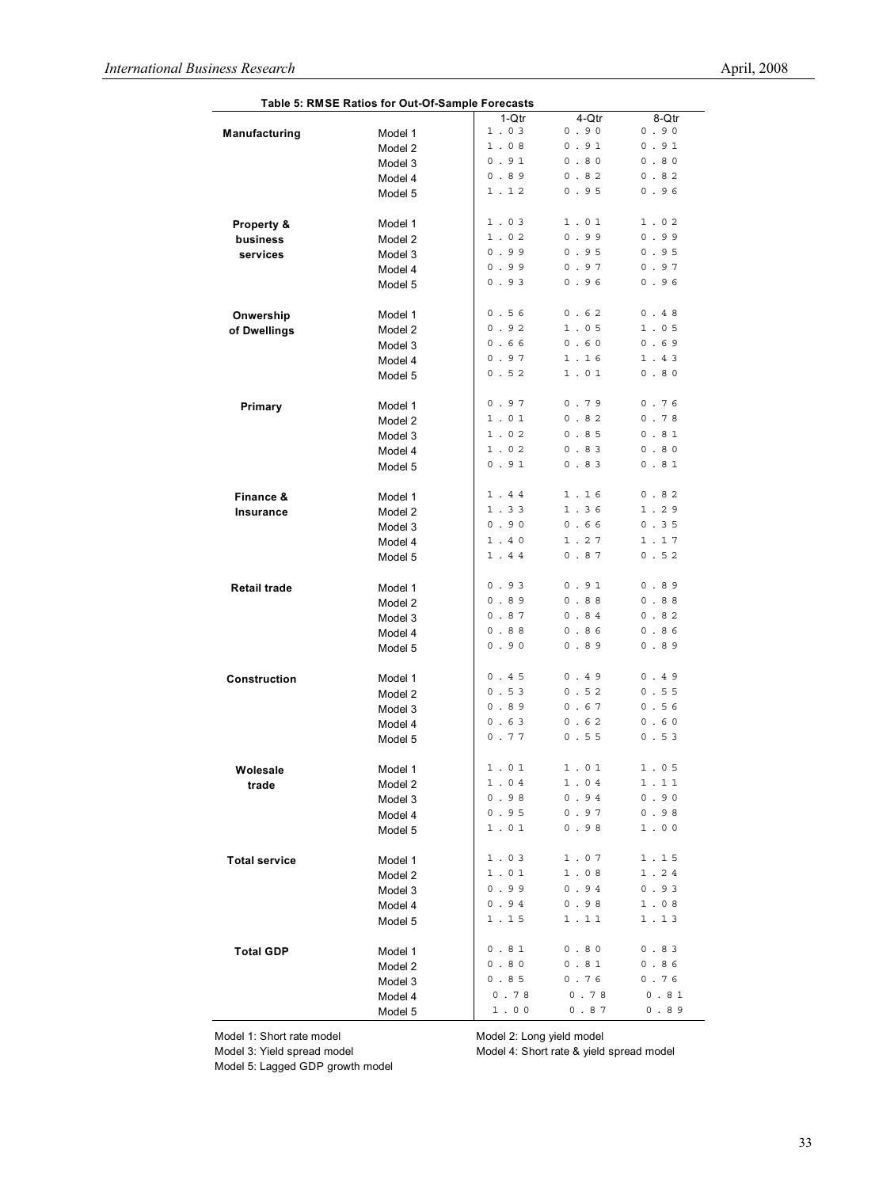**Table 5: RMSE Ratios for Out-Of-Sample Forecasts**

| | | 1-Qtr | 4-Qtr | 8-Qtr |
|---|---|---|---|---|
| **Manufacturing** | Model 1 | 1.03 | 0.90 | 0.90 |
| | Model 2 | 1.08 | 0.91 | 0.91 |
| | Model 3 | 0.91 | 0.80 | 0.80 |
| | Model 4 | 0.89 | 0.82 | 0.82 |
| | Model 5 | 1.12 | 0.95 | 0.96 |
| **Property & business services** | Model 1 | 1.03 | 1.01 | 1.02 |
| | Model 2 | 1.02 | 0.99 | 0.99 |
| | Model 3 | 0.99 | 0.95 | 0.95 |
| | Model 4 | 0.99 | 0.97 | 0.97 |
| | Model 5 | 0.93 | 0.96 | 0.96 |
| **Onwership of Dwellings** | Model 1 | 0.56 | 0.62 | 0.48 |
| | Model 2 | 0.92 | 1.05 | 1.05 |
| | Model 3 | 0.66 | 0.60 | 0.69 |
| | Model 4 | 0.97 | 1.16 | 1.43 |
| | Model 5 | 0.52 | 1.01 | 0.80 |
| **Primary** | Model 1 | 0.97 | 0.79 | 0.76 |
| | Model 2 | 1.01 | 0.82 | 0.78 |
| | Model 3 | 1.02 | 0.85 | 0.81 |
| | Model 4 | 1.02 | 0.83 | 0.80 |
| | Model 5 | 0.91 | 0.83 | 0.81 |
| **Finance & Insurance** | Model 1 | 1.44 | 1.16 | 0.82 |
| | Model 2 | 1.33 | 1.36 | 1.29 |
| | Model 3 | 0.90 | 0.66 | 0.35 |
| | Model 4 | 1.40 | 1.27 | 1.17 |
| | Model 5 | 1.44 | 0.87 | 0.52 |
| **Retail trade** | Model 1 | 0.93 | 0.91 | 0.89 |
| | Model 2 | 0.89 | 0.88 | 0.88 |
| | Model 3 | 0.87 | 0.84 | 0.82 |
| | Model 4 | 0.88 | 0.86 | 0.86 |
| | Model 5 | 0.90 | 0.89 | 0.89 |
| **Construction** | Model 1 | 0.45 | 0.49 | 0.49 |
| | Model 2 | 0.53 | 0.52 | 0.55 |
| | Model 3 | 0.89 | 0.67 | 0.56 |
| | Model 4 | 0.63 | 0.62 | 0.60 |
| | Model 5 | 0.77 | 0.55 | 0.53 |
| **Wolesale trade** | Model 1 | 1.01 | 1.01 | 1.05 |
| | Model 2 | 1.04 | 1.04 | 1.11 |
| | Model 3 | 0.98 | 0.94 | 0.90 |
| | Model 4 | 0.95 | 0.97 | 0.98 |
| | Model 5 | 1.01 | 0.98 | 1.00 |
| **Total service** | Model 1 | 1.03 | 1.07 | 1.15 |
| | Model 2 | 1.01 | 1.08 | 1.24 |
| | Model 3 | 0.99 | 0.94 | 0.93 |
| | Model 4 | 0.94 | 0.98 | 1.08 |
| | Model 5 | 1.15 | 1.11 | 1.13 |
| **Total GDP** | Model 1 | 0.81 | 0.80 | 0.83 |
| | Model 2 | 0.80 | 0.81 | 0.86 |
| | Model 3 | 0.85 | 0.76 | 0.76 |
| | Model 4 | 0.78 | 0.78 | 0.81 |
| | Model 5 | 1.00 | 0.87 | 0.89 |

Model 1: Short rate model
Model 2: Long yield model
Model 3: Yield spread model
Model 4: Short rate & yield spread model
Model 5: Lagged GDP growth model